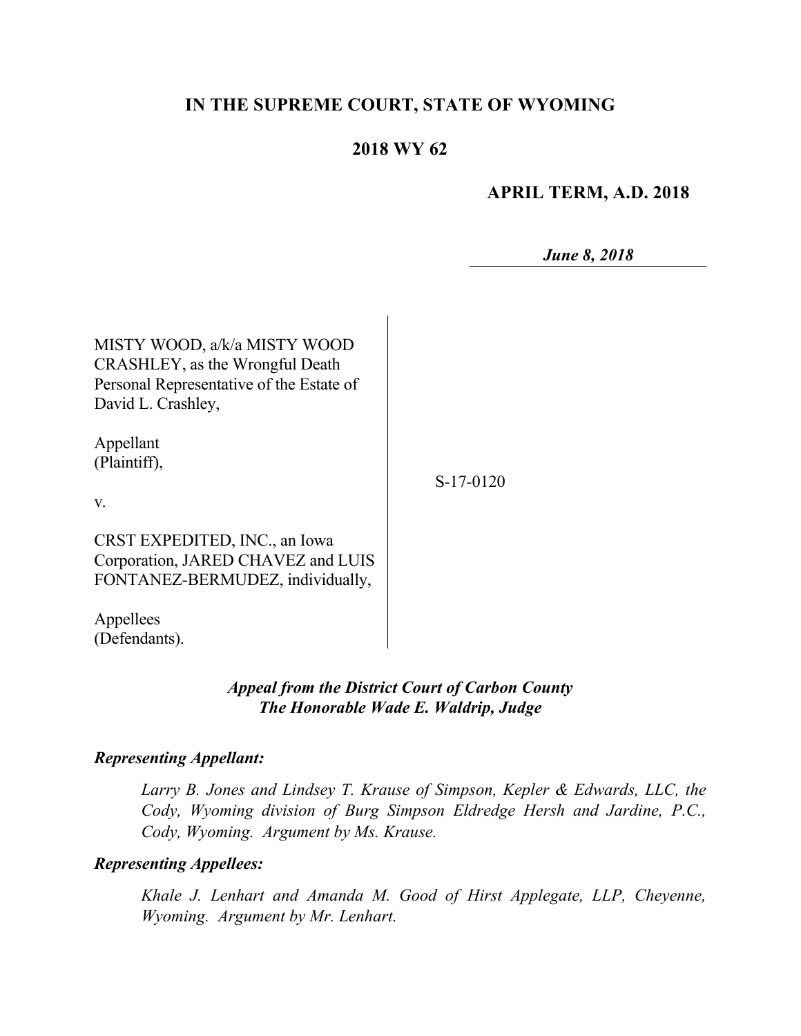# IN THE SUPREME COURT, STATE OF WYOMING

## 2018 WY 62

**APRIL TERM, A.D. 2018**

***June 8, 2018***

MISTY WOOD, a/k/a MISTY WOOD CRASHLEY, as the Wrongful Death Personal Representative of the Estate of David L. Crashley,

Appellant (Plaintiff),

v.

CRST EXPEDITED, INC., an Iowa Corporation, JARED CHAVEZ and LUIS FONTANEZ-BERMUDEZ, individually,

Appellees (Defendants).

S-17-0120

***Appeal from the District Court of Carbon County***
***The Honorable Wade E. Waldrip, Judge***

***Representing Appellant:***

*Larry B. Jones and Lindsey T. Krause of Simpson, Kepler & Edwards, LLC, the Cody, Wyoming division of Burg Simpson Eldredge Hersh and Jardine, P.C., Cody, Wyoming. Argument by Ms. Krause.*

***Representing Appellees:***

*Khale J. Lenhart and Amanda M. Good of Hirst Applegate, LLP, Cheyenne, Wyoming. Argument by Mr. Lenhart.*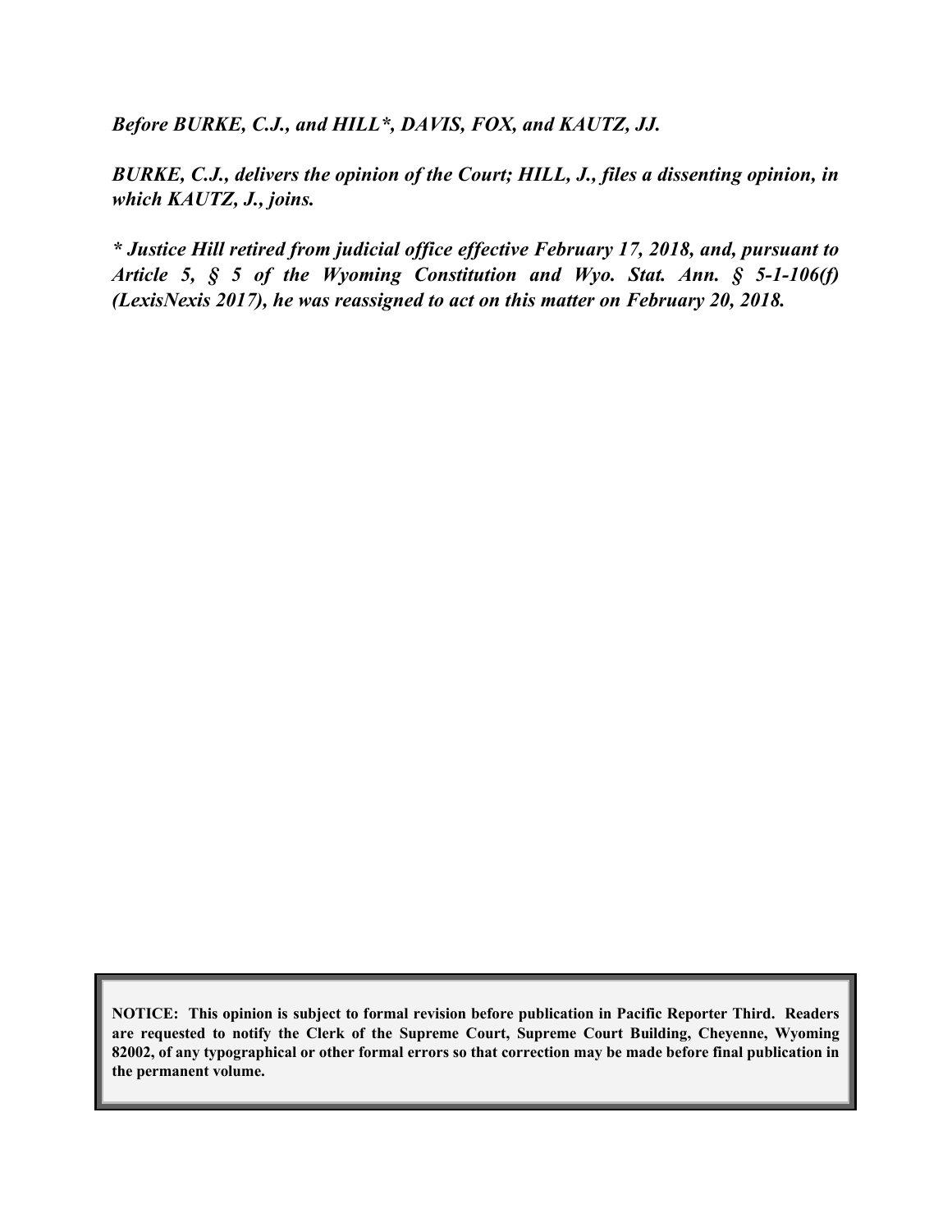***Before BURKE, C.J., and HILL*, DAVIS, FOX, and KAUTZ, JJ.***

***BURKE, C.J., delivers the opinion of the Court; HILL, J., files a dissenting opinion, in which KAUTZ, J., joins.***

***\* Justice Hill retired from judicial office effective February 17, 2018, and, pursuant to Article 5, § 5 of the Wyoming Constitution and Wyo. Stat. Ann. § 5-1-106(f) (LexisNexis 2017), he was reassigned to act on this matter on February 20, 2018.***

**NOTICE: This opinion is subject to formal revision before publication in Pacific Reporter Third. Readers are requested to notify the Clerk of the Supreme Court, Supreme Court Building, Cheyenne, Wyoming 82002, of any typographical or other formal errors so that correction may be made before final publication in the permanent volume.**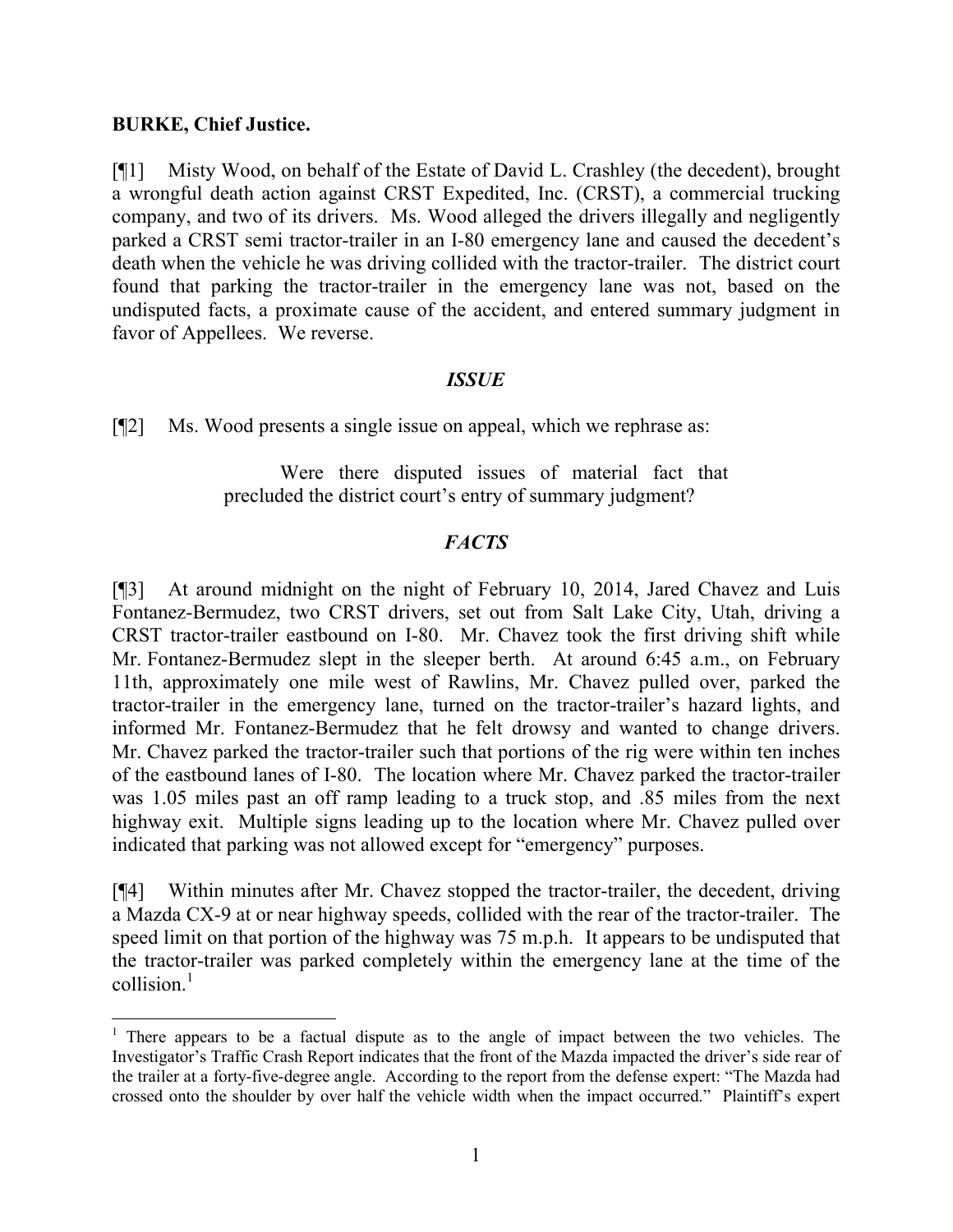**BURKE, Chief Justice.**

[¶1] Misty Wood, on behalf of the Estate of David L. Crashley (the decedent), brought a wrongful death action against CRST Expedited, Inc. (CRST), a commercial trucking company, and two of its drivers. Ms. Wood alleged the drivers illegally and negligently parked a CRST semi tractor-trailer in an I-80 emergency lane and caused the decedent's death when the vehicle he was driving collided with the tractor-trailer. The district court found that parking the tractor-trailer in the emergency lane was not, based on the undisputed facts, a proximate cause of the accident, and entered summary judgment in favor of Appellees. We reverse.

### *ISSUE*

[¶2] Ms. Wood presents a single issue on appeal, which we rephrase as:

> Were there disputed issues of material fact that precluded the district court's entry of summary judgment?

### *FACTS*

[¶3] At around midnight on the night of February 10, 2014, Jared Chavez and Luis Fontanez-Bermudez, two CRST drivers, set out from Salt Lake City, Utah, driving a CRST tractor-trailer eastbound on I-80. Mr. Chavez took the first driving shift while Mr. Fontanez-Bermudez slept in the sleeper berth. At around 6:45 a.m., on February 11th, approximately one mile west of Rawlins, Mr. Chavez pulled over, parked the tractor-trailer in the emergency lane, turned on the tractor-trailer's hazard lights, and informed Mr. Fontanez-Bermudez that he felt drowsy and wanted to change drivers. Mr. Chavez parked the tractor-trailer such that portions of the rig were within ten inches of the eastbound lanes of I-80. The location where Mr. Chavez parked the tractor-trailer was 1.05 miles past an off ramp leading to a truck stop, and .85 miles from the next highway exit. Multiple signs leading up to the location where Mr. Chavez pulled over indicated that parking was not allowed except for "emergency" purposes.

[¶4] Within minutes after Mr. Chavez stopped the tractor-trailer, the decedent, driving a Mazda CX-9 at or near highway speeds, collided with the rear of the tractor-trailer. The speed limit on that portion of the highway was 75 m.p.h. It appears to be undisputed that the tractor-trailer was parked completely within the emergency lane at the time of the collision.[1]

---

[1] There appears to be a factual dispute as to the angle of impact between the two vehicles. The Investigator's Traffic Crash Report indicates that the front of the Mazda impacted the driver's side rear of the trailer at a forty-five-degree angle. According to the report from the defense expert: "The Mazda had crossed onto the shoulder by over half the vehicle width when the impact occurred." Plaintiff's expert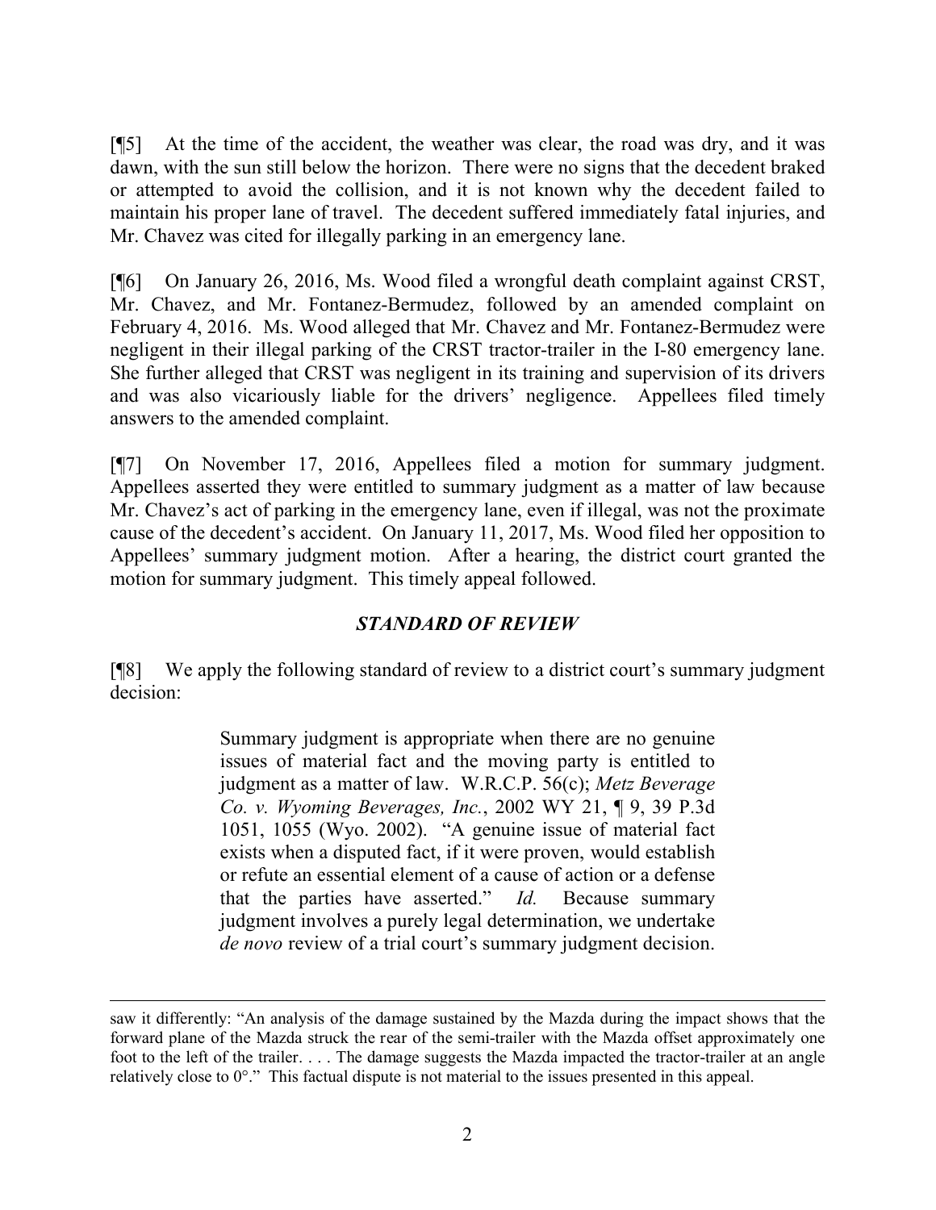[¶5] At the time of the accident, the weather was clear, the road was dry, and it was dawn, with the sun still below the horizon. There were no signs that the decedent braked or attempted to avoid the collision, and it is not known why the decedent failed to maintain his proper lane of travel. The decedent suffered immediately fatal injuries, and Mr. Chavez was cited for illegally parking in an emergency lane.

[¶6] On January 26, 2016, Ms. Wood filed a wrongful death complaint against CRST, Mr. Chavez, and Mr. Fontanez-Bermudez, followed by an amended complaint on February 4, 2016. Ms. Wood alleged that Mr. Chavez and Mr. Fontanez-Bermudez were negligent in their illegal parking of the CRST tractor-trailer in the I-80 emergency lane. She further alleged that CRST was negligent in its training and supervision of its drivers and was also vicariously liable for the drivers' negligence. Appellees filed timely answers to the amended complaint.

[¶7] On November 17, 2016, Appellees filed a motion for summary judgment. Appellees asserted they were entitled to summary judgment as a matter of law because Mr. Chavez's act of parking in the emergency lane, even if illegal, was not the proximate cause of the decedent's accident. On January 11, 2017, Ms. Wood filed her opposition to Appellees' summary judgment motion. After a hearing, the district court granted the motion for summary judgment. This timely appeal followed.

## *STANDARD OF REVIEW*

[¶8] We apply the following standard of review to a district court's summary judgment decision:

> Summary judgment is appropriate when there are no genuine issues of material fact and the moving party is entitled to judgment as a matter of law. W.R.C.P. 56(c); *Metz Beverage Co. v. Wyoming Beverages, Inc.*, 2002 WY 21, ¶ 9, 39 P.3d 1051, 1055 (Wyo. 2002). "A genuine issue of material fact exists when a disputed fact, if it were proven, would establish or refute an essential element of a cause of action or a defense that the parties have asserted." *Id.* Because summary judgment involves a purely legal determination, we undertake *de novo* review of a trial court's summary judgment decision.

---

saw it differently: "An analysis of the damage sustained by the Mazda during the impact shows that the forward plane of the Mazda struck the rear of the semi-trailer with the Mazda offset approximately one foot to the left of the trailer. . . . The damage suggests the Mazda impacted the tractor-trailer at an angle relatively close to 0°." This factual dispute is not material to the issues presented in this appeal.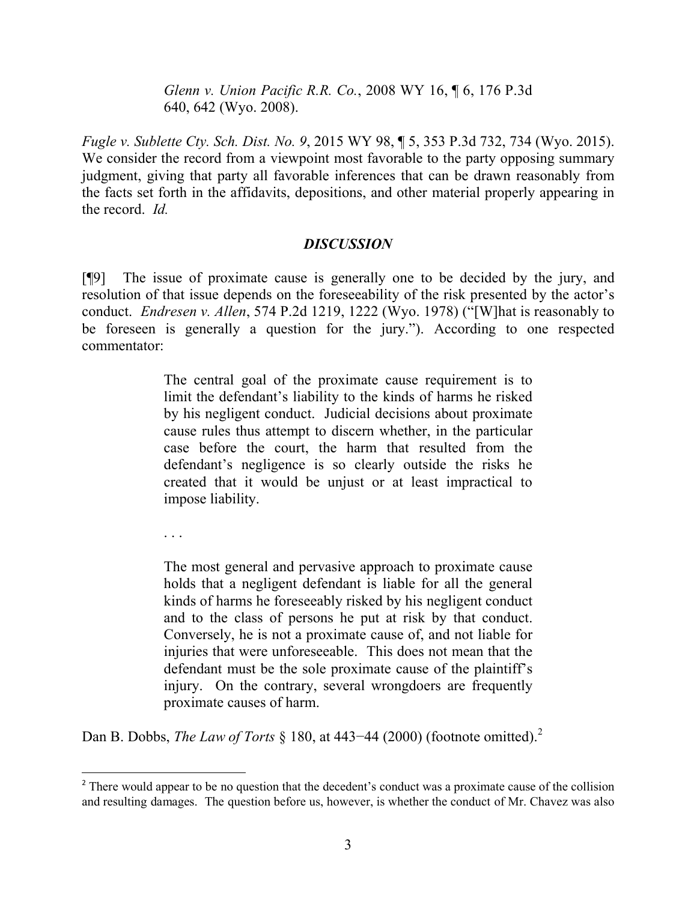> *Glenn v. Union Pacific R.R. Co.*, 2008 WY 16, ¶ 6, 176 P.3d 640, 642 (Wyo. 2008).

*Fugle v. Sublette Cty. Sch. Dist. No. 9*, 2015 WY 98, ¶ 5, 353 P.3d 732, 734 (Wyo. 2015). We consider the record from a viewpoint most favorable to the party opposing summary judgment, giving that party all favorable inferences that can be drawn reasonably from the facts set forth in the affidavits, depositions, and other material properly appearing in the record. *Id.*

## *DISCUSSION*

[¶9] The issue of proximate cause is generally one to be decided by the jury, and resolution of that issue depends on the foreseeability of the risk presented by the actor's conduct. *Endresen v. Allen*, 574 P.2d 1219, 1222 (Wyo. 1978) ("[W]hat is reasonably to be foreseen is generally a question for the jury."). According to one respected commentator:

> The central goal of the proximate cause requirement is to limit the defendant's liability to the kinds of harms he risked by his negligent conduct. Judicial decisions about proximate cause rules thus attempt to discern whether, in the particular case before the court, the harm that resulted from the defendant's negligence is so clearly outside the risks he created that it would be unjust or at least impractical to impose liability.
>
> . . .
>
> The most general and pervasive approach to proximate cause holds that a negligent defendant is liable for all the general kinds of harms he foreseeably risked by his negligent conduct and to the class of persons he put at risk by that conduct. Conversely, he is not a proximate cause of, and not liable for injuries that were unforeseeable. This does not mean that the defendant must be the sole proximate cause of the plaintiff's injury. On the contrary, several wrongdoers are frequently proximate causes of harm.

Dan B. Dobbs, *The Law of Torts* § 180, at 443−44 (2000) (footnote omitted).[2]

---

[2] There would appear to be no question that the decedent's conduct was a proximate cause of the collision and resulting damages. The question before us, however, is whether the conduct of Mr. Chavez was also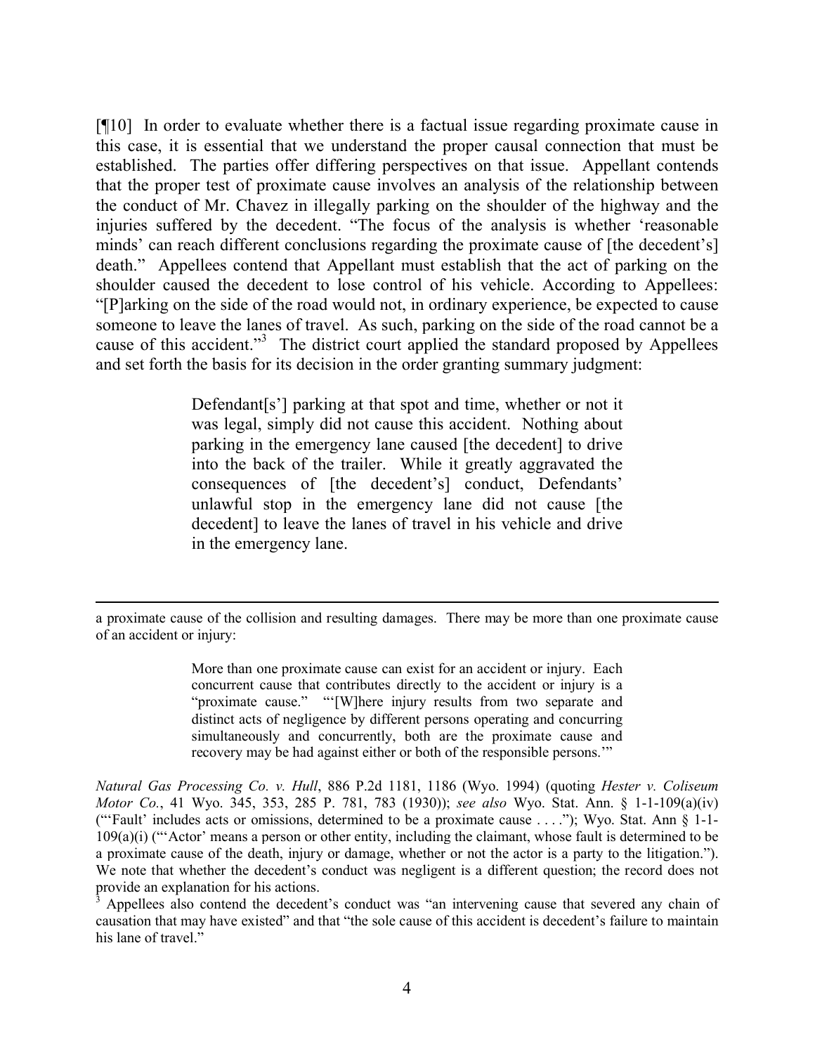[¶10] In order to evaluate whether there is a factual issue regarding proximate cause in this case, it is essential that we understand the proper causal connection that must be established. The parties offer differing perspectives on that issue. Appellant contends that the proper test of proximate cause involves an analysis of the relationship between the conduct of Mr. Chavez in illegally parking on the shoulder of the highway and the injuries suffered by the decedent. "The focus of the analysis is whether 'reasonable minds' can reach different conclusions regarding the proximate cause of [the decedent's] death." Appellees contend that Appellant must establish that the act of parking on the shoulder caused the decedent to lose control of his vehicle. According to Appellees: "[P]arking on the side of the road would not, in ordinary experience, be expected to cause someone to leave the lanes of travel. As such, parking on the side of the road cannot be a cause of this accident."[3] The district court applied the standard proposed by Appellees and set forth the basis for its decision in the order granting summary judgment:

> Defendant[s'] parking at that spot and time, whether or not it was legal, simply did not cause this accident. Nothing about parking in the emergency lane caused [the decedent] to drive into the back of the trailer. While it greatly aggravated the consequences of [the decedent's] conduct, Defendants' unlawful stop in the emergency lane did not cause [the decedent] to leave the lanes of travel in his vehicle and drive in the emergency lane.

---

a proximate cause of the collision and resulting damages. There may be more than one proximate cause of an accident or injury:

> More than one proximate cause can exist for an accident or injury. Each concurrent cause that contributes directly to the accident or injury is a "proximate cause." "'[W]here injury results from two separate and distinct acts of negligence by different persons operating and concurring simultaneously and concurrently, both are the proximate cause and recovery may be had against either or both of the responsible persons.'"

*Natural Gas Processing Co. v. Hull*, 886 P.2d 1181, 1186 (Wyo. 1994) (quoting *Hester v. Coliseum Motor Co.*, 41 Wyo. 345, 353, 285 P. 781, 783 (1930)); *see also* Wyo. Stat. Ann. § 1-1-109(a)(iv) ("'Fault' includes acts or omissions, determined to be a proximate cause . . . ."); Wyo. Stat. Ann § 1-1-109(a)(i) ("'Actor' means a person or other entity, including the claimant, whose fault is determined to be a proximate cause of the death, injury or damage, whether or not the actor is a party to the litigation."). We note that whether the decedent's conduct was negligent is a different question; the record does not provide an explanation for his actions.

[3] Appellees also contend the decedent's conduct was "an intervening cause that severed any chain of causation that may have existed" and that "the sole cause of this accident is decedent's failure to maintain his lane of travel."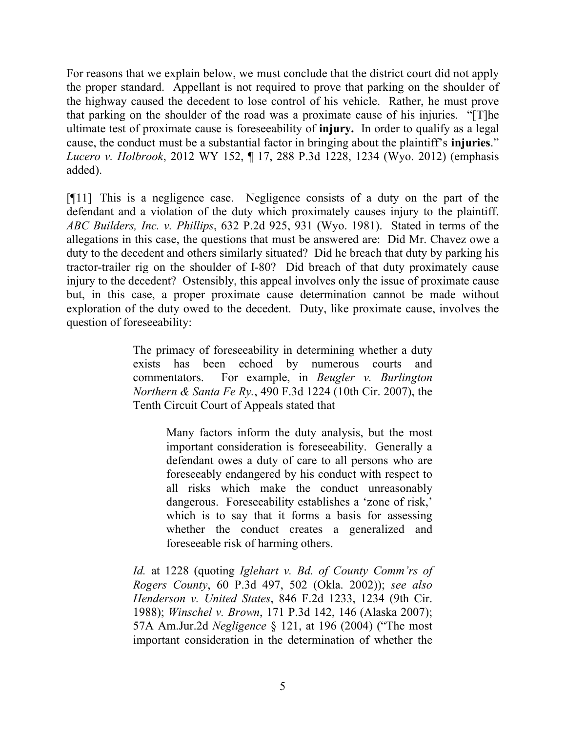For reasons that we explain below, we must conclude that the district court did not apply the proper standard. Appellant is not required to prove that parking on the shoulder of the highway caused the decedent to lose control of his vehicle. Rather, he must prove that parking on the shoulder of the road was a proximate cause of his injuries. "[T]he ultimate test of proximate cause is foreseeability of **injury.** In order to qualify as a legal cause, the conduct must be a substantial factor in bringing about the plaintiff's **injuries**." *Lucero v. Holbrook*, 2012 WY 152, ¶ 17, 288 P.3d 1228, 1234 (Wyo. 2012) (emphasis added).

[¶11] This is a negligence case. Negligence consists of a duty on the part of the defendant and a violation of the duty which proximately causes injury to the plaintiff. *ABC Builders, Inc. v. Phillips*, 632 P.2d 925, 931 (Wyo. 1981). Stated in terms of the allegations in this case, the questions that must be answered are: Did Mr. Chavez owe a duty to the decedent and others similarly situated? Did he breach that duty by parking his tractor-trailer rig on the shoulder of I-80? Did breach of that duty proximately cause injury to the decedent? Ostensibly, this appeal involves only the issue of proximate cause but, in this case, a proper proximate cause determination cannot be made without exploration of the duty owed to the decedent. Duty, like proximate cause, involves the question of foreseeability:

> The primacy of foreseeability in determining whether a duty exists has been echoed by numerous courts and commentators. For example, in *Beugler v. Burlington Northern & Santa Fe Ry.*, 490 F.3d 1224 (10th Cir. 2007), the Tenth Circuit Court of Appeals stated that
>
> > Many factors inform the duty analysis, but the most important consideration is foreseeability. Generally a defendant owes a duty of care to all persons who are foreseeably endangered by his conduct with respect to all risks which make the conduct unreasonably dangerous. Foreseeability establishes a 'zone of risk,' which is to say that it forms a basis for assessing whether the conduct creates a generalized and foreseeable risk of harming others.
>
> *Id.* at 1228 (quoting *Iglehart v. Bd. of County Comm'rs of Rogers County*, 60 P.3d 497, 502 (Okla. 2002)); *see also Henderson v. United States*, 846 F.2d 1233, 1234 (9th Cir. 1988); *Winschel v. Brown*, 171 P.3d 142, 146 (Alaska 2007); 57A Am.Jur.2d *Negligence* § 121, at 196 (2004) ("The most important consideration in the determination of whether the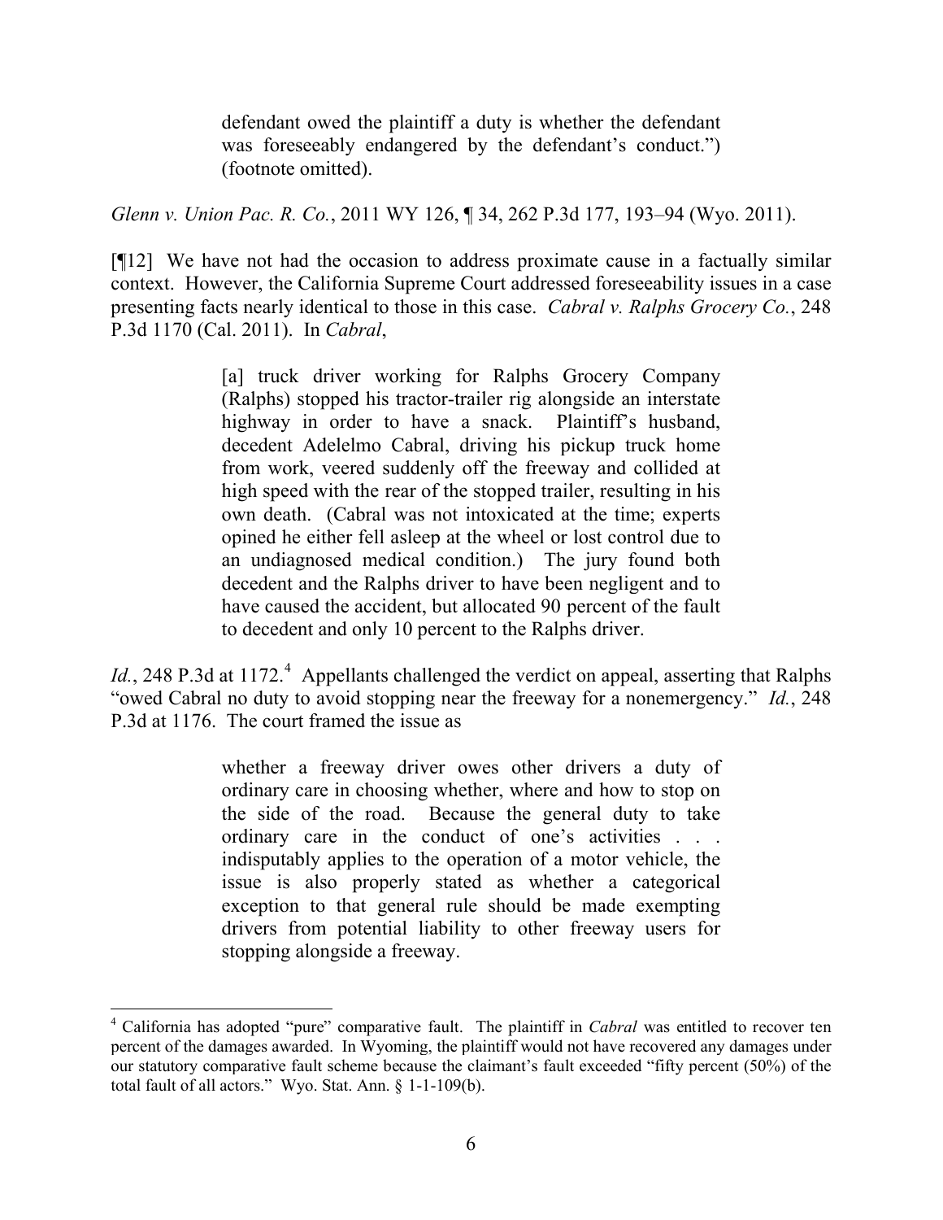> defendant owed the plaintiff a duty is whether the defendant was foreseeably endangered by the defendant's conduct.") (footnote omitted).

*Glenn v. Union Pac. R. Co.*, 2011 WY 126, ¶ 34, 262 P.3d 177, 193–94 (Wyo. 2011).

[¶12] We have not had the occasion to address proximate cause in a factually similar context. However, the California Supreme Court addressed foreseeability issues in a case presenting facts nearly identical to those in this case. *Cabral v. Ralphs Grocery Co.*, 248 P.3d 1170 (Cal. 2011). In *Cabral*,

> [a] truck driver working for Ralphs Grocery Company (Ralphs) stopped his tractor-trailer rig alongside an interstate highway in order to have a snack. Plaintiff's husband, decedent Adelelmo Cabral, driving his pickup truck home from work, veered suddenly off the freeway and collided at high speed with the rear of the stopped trailer, resulting in his own death. (Cabral was not intoxicated at the time; experts opined he either fell asleep at the wheel or lost control due to an undiagnosed medical condition.) The jury found both decedent and the Ralphs driver to have been negligent and to have caused the accident, but allocated 90 percent of the fault to decedent and only 10 percent to the Ralphs driver.

*Id.*, 248 P.3d at 1172.[4] Appellants challenged the verdict on appeal, asserting that Ralphs "owed Cabral no duty to avoid stopping near the freeway for a nonemergency." *Id.*, 248 P.3d at 1176. The court framed the issue as

> whether a freeway driver owes other drivers a duty of ordinary care in choosing whether, where and how to stop on the side of the road. Because the general duty to take ordinary care in the conduct of one's activities . . . indisputably applies to the operation of a motor vehicle, the issue is also properly stated as whether a categorical exception to that general rule should be made exempting drivers from potential liability to other freeway users for stopping alongside a freeway.

---

[4] California has adopted "pure" comparative fault. The plaintiff in *Cabral* was entitled to recover ten percent of the damages awarded. In Wyoming, the plaintiff would not have recovered any damages under our statutory comparative fault scheme because the claimant's fault exceeded "fifty percent (50%) of the total fault of all actors." Wyo. Stat. Ann. § 1-1-109(b).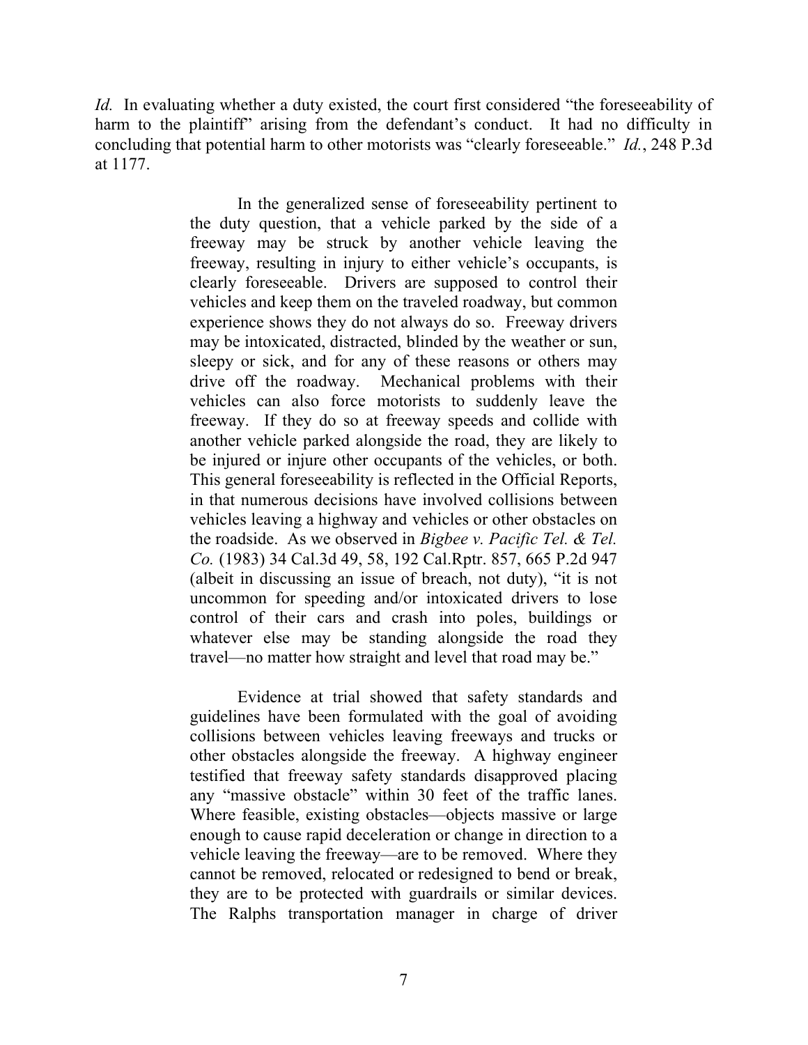*Id.* In evaluating whether a duty existed, the court first considered "the foreseeability of harm to the plaintiff" arising from the defendant's conduct. It had no difficulty in concluding that potential harm to other motorists was "clearly foreseeable." *Id.*, 248 P.3d at 1177.

> In the generalized sense of foreseeability pertinent to the duty question, that a vehicle parked by the side of a freeway may be struck by another vehicle leaving the freeway, resulting in injury to either vehicle's occupants, is clearly foreseeable. Drivers are supposed to control their vehicles and keep them on the traveled roadway, but common experience shows they do not always do so. Freeway drivers may be intoxicated, distracted, blinded by the weather or sun, sleepy or sick, and for any of these reasons or others may drive off the roadway. Mechanical problems with their vehicles can also force motorists to suddenly leave the freeway. If they do so at freeway speeds and collide with another vehicle parked alongside the road, they are likely to be injured or injure other occupants of the vehicles, or both. This general foreseeability is reflected in the Official Reports, in that numerous decisions have involved collisions between vehicles leaving a highway and vehicles or other obstacles on the roadside. As we observed in *Bigbee v. Pacific Tel. & Tel. Co.* (1983) 34 Cal.3d 49, 58, 192 Cal.Rptr. 857, 665 P.2d 947 (albeit in discussing an issue of breach, not duty), "it is not uncommon for speeding and/or intoxicated drivers to lose control of their cars and crash into poles, buildings or whatever else may be standing alongside the road they travel—no matter how straight and level that road may be."
>
> Evidence at trial showed that safety standards and guidelines have been formulated with the goal of avoiding collisions between vehicles leaving freeways and trucks or other obstacles alongside the freeway. A highway engineer testified that freeway safety standards disapproved placing any "massive obstacle" within 30 feet of the traffic lanes. Where feasible, existing obstacles—objects massive or large enough to cause rapid deceleration or change in direction to a vehicle leaving the freeway—are to be removed. Where they cannot be removed, relocated or redesigned to bend or break, they are to be protected with guardrails or similar devices. The Ralphs transportation manager in charge of driver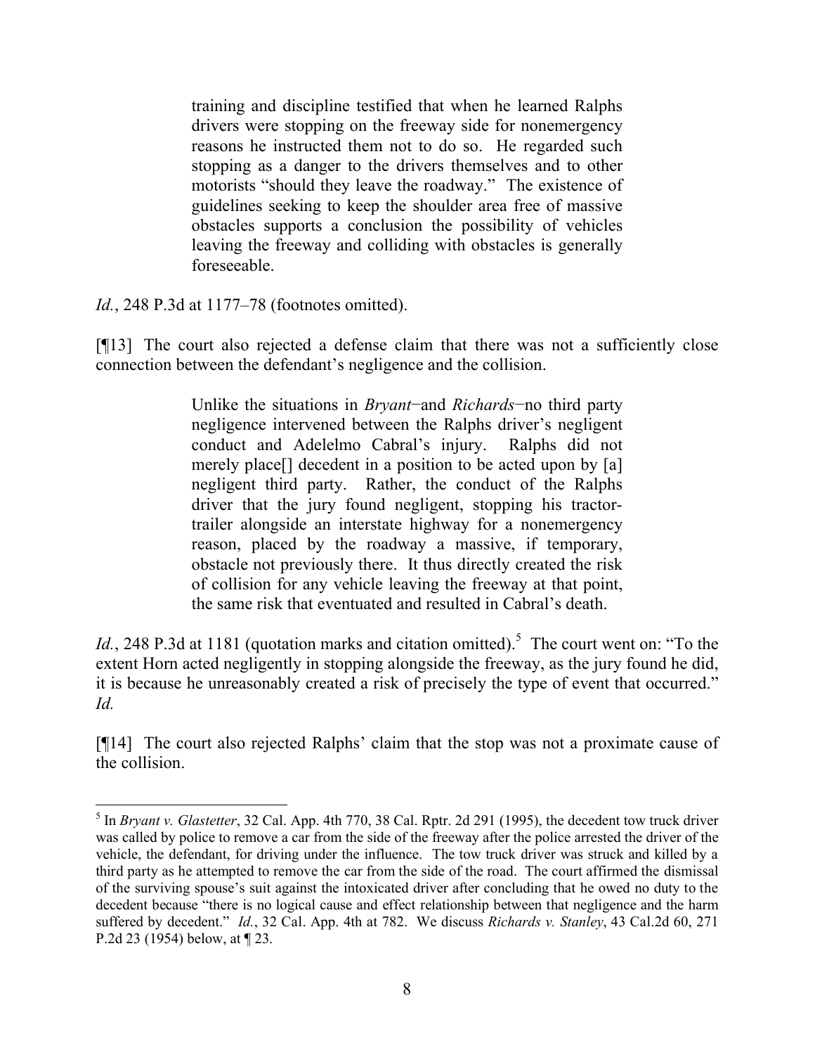> training and discipline testified that when he learned Ralphs drivers were stopping on the freeway side for nonemergency reasons he instructed them not to do so. He regarded such stopping as a danger to the drivers themselves and to other motorists "should they leave the roadway." The existence of guidelines seeking to keep the shoulder area free of massive obstacles supports a conclusion the possibility of vehicles leaving the freeway and colliding with obstacles is generally foreseeable.

*Id.*, 248 P.3d at 1177–78 (footnotes omitted).

[¶13] The court also rejected a defense claim that there was not a sufficiently close connection between the defendant's negligence and the collision.

> Unlike the situations in *Bryant*–and *Richards*–no third party negligence intervened between the Ralphs driver's negligent conduct and Adelelmo Cabral's injury. Ralphs did not merely place[] decedent in a position to be acted upon by [a] negligent third party. Rather, the conduct of the Ralphs driver that the jury found negligent, stopping his tractor-trailer alongside an interstate highway for a nonemergency reason, placed by the roadway a massive, if temporary, obstacle not previously there. It thus directly created the risk of collision for any vehicle leaving the freeway at that point, the same risk that eventuated and resulted in Cabral's death.

*Id.*, 248 P.3d at 1181 (quotation marks and citation omitted).[5] The court went on: "To the extent Horn acted negligently in stopping alongside the freeway, as the jury found he did, it is because he unreasonably created a risk of precisely the type of event that occurred." *Id.*

[¶14] The court also rejected Ralphs' claim that the stop was not a proximate cause of the collision.

---

[5] In *Bryant v. Glastetter*, 32 Cal. App. 4th 770, 38 Cal. Rptr. 2d 291 (1995), the decedent tow truck driver was called by police to remove a car from the side of the freeway after the police arrested the driver of the vehicle, the defendant, for driving under the influence. The tow truck driver was struck and killed by a third party as he attempted to remove the car from the side of the road. The court affirmed the dismissal of the surviving spouse's suit against the intoxicated driver after concluding that he owed no duty to the decedent because "there is no logical cause and effect relationship between that negligence and the harm suffered by decedent." *Id.*, 32 Cal. App. 4th at 782. We discuss *Richards v. Stanley*, 43 Cal.2d 60, 271 P.2d 23 (1954) below, at ¶ 23.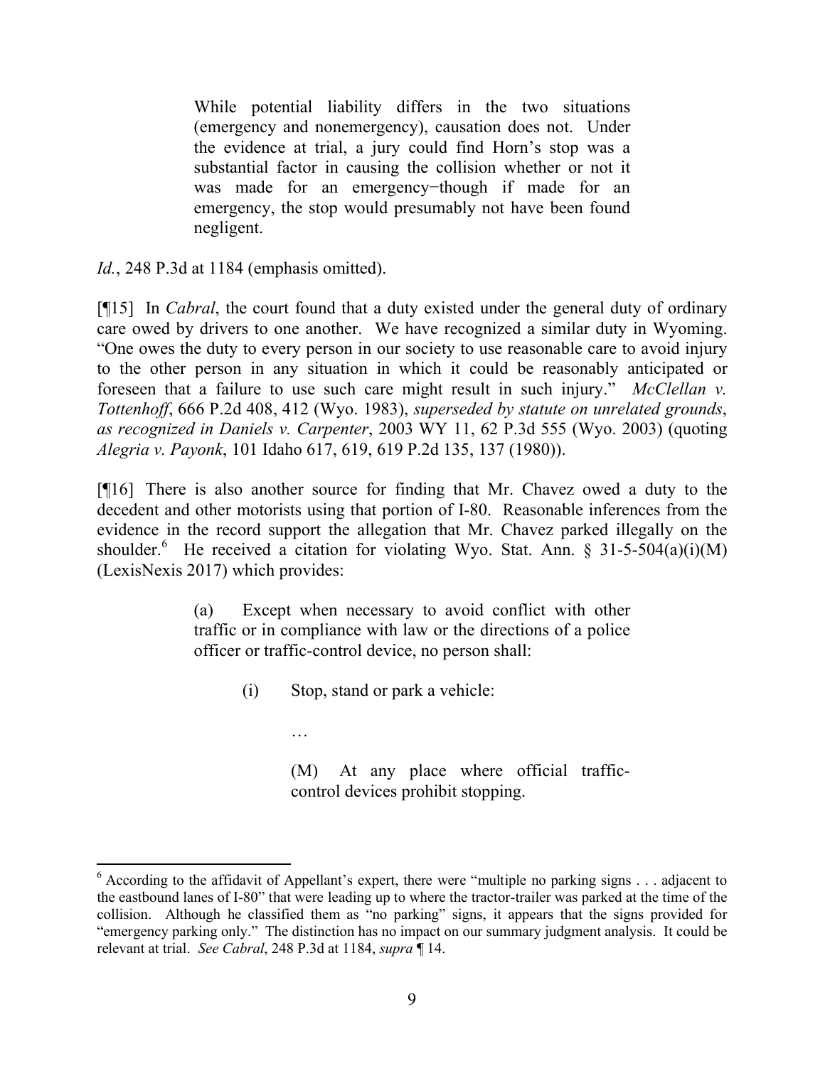> While potential liability differs in the two situations (emergency and nonemergency), causation does not. Under the evidence at trial, a jury could find Horn's stop was a substantial factor in causing the collision whether or not it was made for an emergency−though if made for an emergency, the stop would presumably not have been found negligent.

*Id.*, 248 P.3d at 1184 (emphasis omitted).

[¶15] In *Cabral*, the court found that a duty existed under the general duty of ordinary care owed by drivers to one another. We have recognized a similar duty in Wyoming. "One owes the duty to every person in our society to use reasonable care to avoid injury to the other person in any situation in which it could be reasonably anticipated or foreseen that a failure to use such care might result in such injury." *McClellan v. Tottenhoff*, 666 P.2d 408, 412 (Wyo. 1983), *superseded by statute on unrelated grounds*, *as recognized in Daniels v. Carpenter*, 2003 WY 11, 62 P.3d 555 (Wyo. 2003) (quoting *Alegria v. Payonk*, 101 Idaho 617, 619, 619 P.2d 135, 137 (1980)).

[¶16] There is also another source for finding that Mr. Chavez owed a duty to the decedent and other motorists using that portion of I-80. Reasonable inferences from the evidence in the record support the allegation that Mr. Chavez parked illegally on the shoulder.[6] He received a citation for violating Wyo. Stat. Ann. § 31-5-504(a)(i)(M) (LexisNexis 2017) which provides:

> (a) Except when necessary to avoid conflict with other traffic or in compliance with law or the directions of a police officer or traffic-control device, no person shall:
>
> > (i) Stop, stand or park a vehicle:
> >
> > …
> >
> > (M) At any place where official traffic-control devices prohibit stopping.

---

[6] According to the affidavit of Appellant's expert, there were "multiple no parking signs . . . adjacent to the eastbound lanes of I-80" that were leading up to where the tractor-trailer was parked at the time of the collision. Although he classified them as "no parking" signs, it appears that the signs provided for "emergency parking only." The distinction has no impact on our summary judgment analysis. It could be relevant at trial. *See Cabral*, 248 P.3d at 1184, *supra* ¶ 14.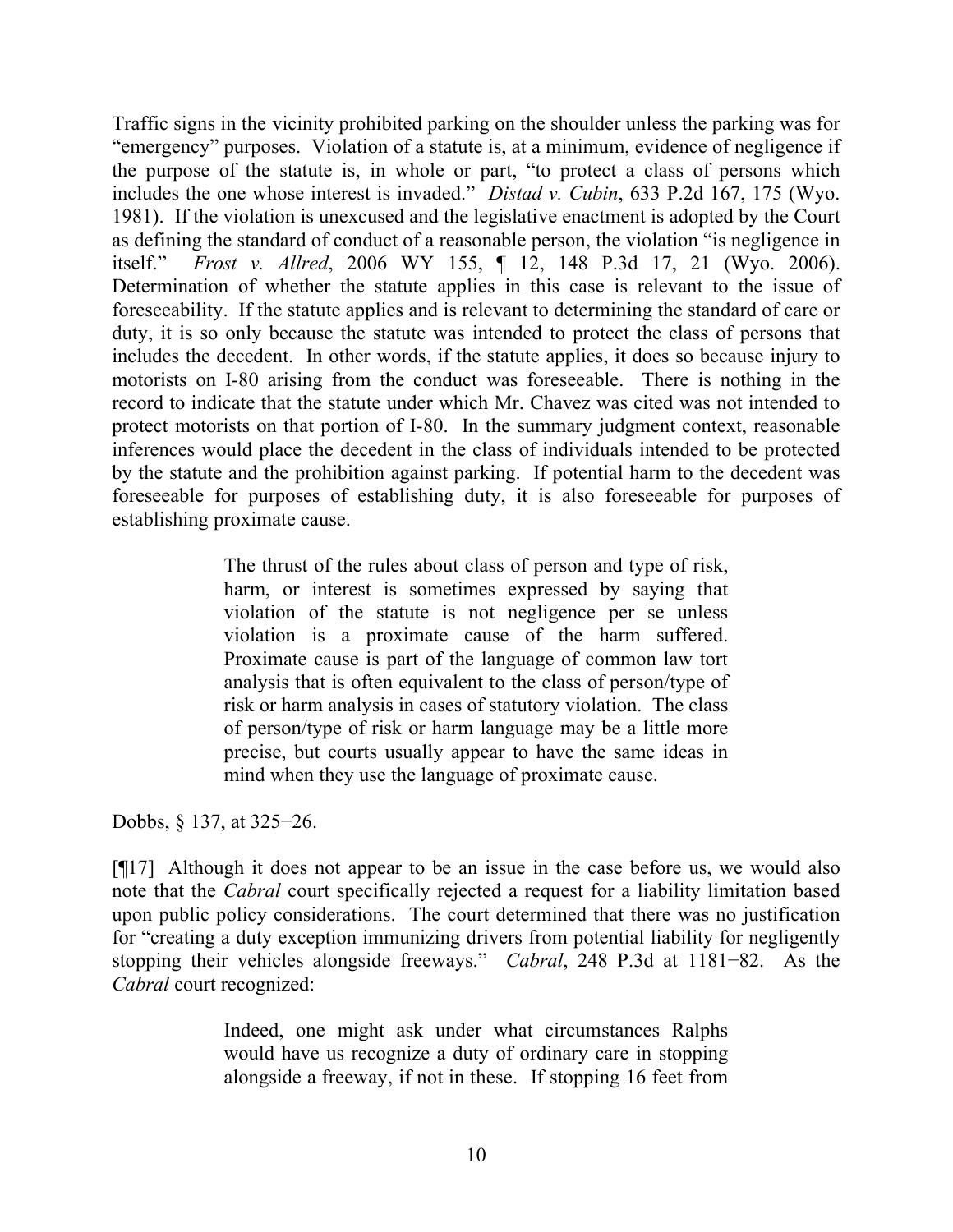Traffic signs in the vicinity prohibited parking on the shoulder unless the parking was for "emergency" purposes. Violation of a statute is, at a minimum, evidence of negligence if the purpose of the statute is, in whole or part, "to protect a class of persons which includes the one whose interest is invaded." *Distad v. Cubin*, 633 P.2d 167, 175 (Wyo. 1981). If the violation is unexcused and the legislative enactment is adopted by the Court as defining the standard of conduct of a reasonable person, the violation "is negligence in itself." *Frost v. Allred*, 2006 WY 155, ¶ 12, 148 P.3d 17, 21 (Wyo. 2006). Determination of whether the statute applies in this case is relevant to the issue of foreseeability. If the statute applies and is relevant to determining the standard of care or duty, it is so only because the statute was intended to protect the class of persons that includes the decedent. In other words, if the statute applies, it does so because injury to motorists on I-80 arising from the conduct was foreseeable. There is nothing in the record to indicate that the statute under which Mr. Chavez was cited was not intended to protect motorists on that portion of I-80. In the summary judgment context, reasonable inferences would place the decedent in the class of individuals intended to be protected by the statute and the prohibition against parking. If potential harm to the decedent was foreseeable for purposes of establishing duty, it is also foreseeable for purposes of establishing proximate cause.

> The thrust of the rules about class of person and type of risk, harm, or interest is sometimes expressed by saying that violation of the statute is not negligence per se unless violation is a proximate cause of the harm suffered. Proximate cause is part of the language of common law tort analysis that is often equivalent to the class of person/type of risk or harm analysis in cases of statutory violation. The class of person/type of risk or harm language may be a little more precise, but courts usually appear to have the same ideas in mind when they use the language of proximate cause.

Dobbs, § 137, at 325−26.

[¶17] Although it does not appear to be an issue in the case before us, we would also note that the *Cabral* court specifically rejected a request for a liability limitation based upon public policy considerations. The court determined that there was no justification for "creating a duty exception immunizing drivers from potential liability for negligently stopping their vehicles alongside freeways." *Cabral*, 248 P.3d at 1181−82. As the *Cabral* court recognized:

> Indeed, one might ask under what circumstances Ralphs would have us recognize a duty of ordinary care in stopping alongside a freeway, if not in these. If stopping 16 feet from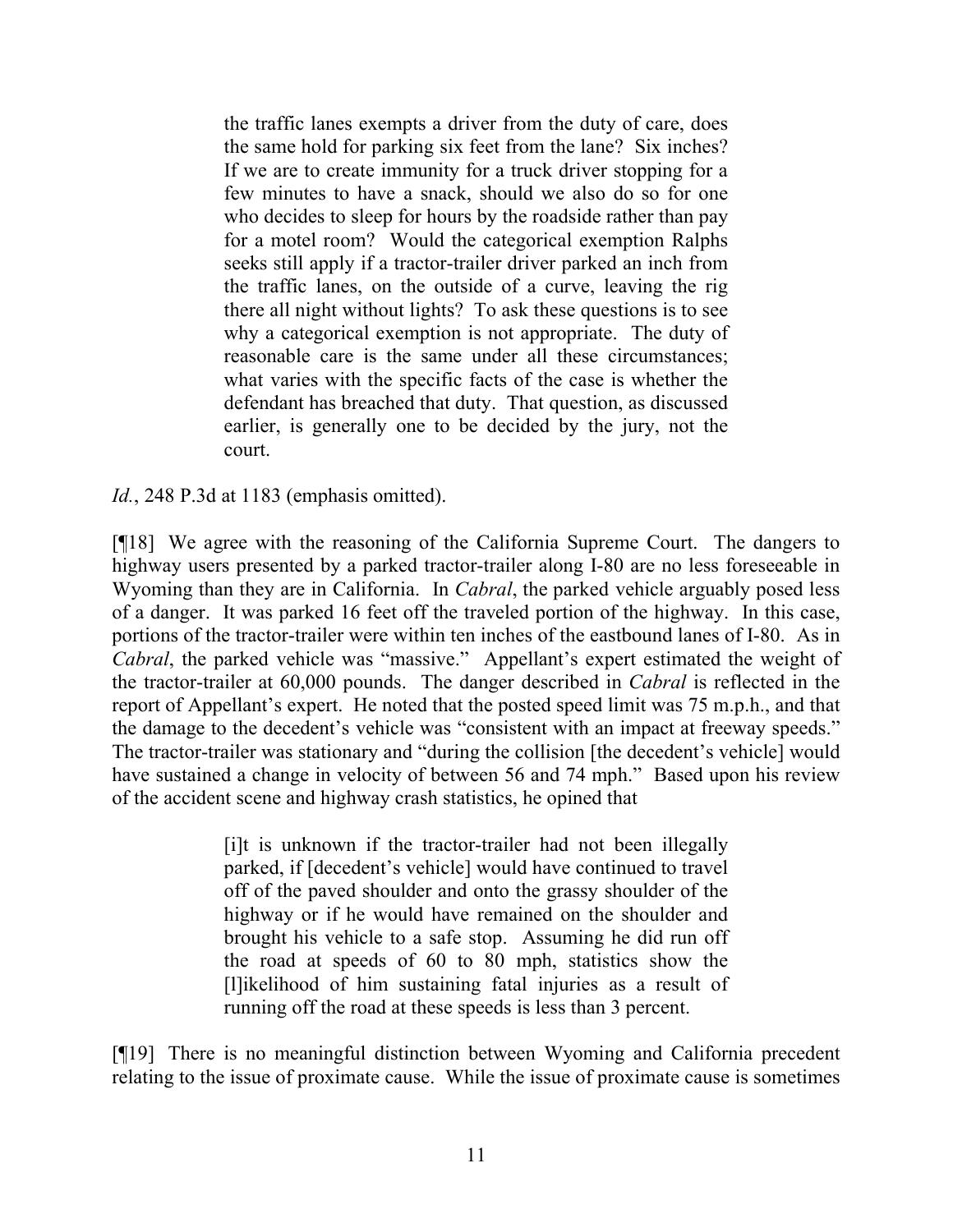> the traffic lanes exempts a driver from the duty of care, does the same hold for parking six feet from the lane? Six inches? If we are to create immunity for a truck driver stopping for a few minutes to have a snack, should we also do so for one who decides to sleep for hours by the roadside rather than pay for a motel room? Would the categorical exemption Ralphs seeks still apply if a tractor-trailer driver parked an inch from the traffic lanes, on the outside of a curve, leaving the rig there all night without lights? To ask these questions is to see why a categorical exemption is not appropriate. The duty of reasonable care is the same under all these circumstances; what varies with the specific facts of the case is whether the defendant has breached that duty. That question, as discussed earlier, is generally one to be decided by the jury, not the court.

*Id.*, 248 P.3d at 1183 (emphasis omitted).

[¶18] We agree with the reasoning of the California Supreme Court. The dangers to highway users presented by a parked tractor-trailer along I-80 are no less foreseeable in Wyoming than they are in California. In *Cabral*, the parked vehicle arguably posed less of a danger. It was parked 16 feet off the traveled portion of the highway. In this case, portions of the tractor-trailer were within ten inches of the eastbound lanes of I-80. As in *Cabral*, the parked vehicle was "massive." Appellant's expert estimated the weight of the tractor-trailer at 60,000 pounds. The danger described in *Cabral* is reflected in the report of Appellant's expert. He noted that the posted speed limit was 75 m.p.h., and that the damage to the decedent's vehicle was "consistent with an impact at freeway speeds." The tractor-trailer was stationary and "during the collision [the decedent's vehicle] would have sustained a change in velocity of between 56 and 74 mph." Based upon his review of the accident scene and highway crash statistics, he opined that

> [i]t is unknown if the tractor-trailer had not been illegally parked, if [decedent's vehicle] would have continued to travel off of the paved shoulder and onto the grassy shoulder of the highway or if he would have remained on the shoulder and brought his vehicle to a safe stop. Assuming he did run off the road at speeds of 60 to 80 mph, statistics show the [l]ikelihood of him sustaining fatal injuries as a result of running off the road at these speeds is less than 3 percent.

[¶19] There is no meaningful distinction between Wyoming and California precedent relating to the issue of proximate cause. While the issue of proximate cause is sometimes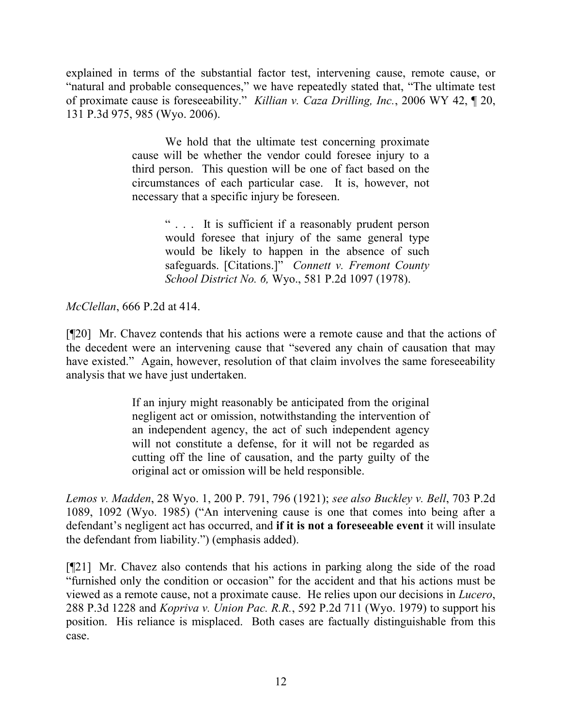explained in terms of the substantial factor test, intervening cause, remote cause, or "natural and probable consequences," we have repeatedly stated that, "The ultimate test of proximate cause is foreseeability." *Killian v. Caza Drilling, Inc.*, 2006 WY 42, ¶ 20, 131 P.3d 975, 985 (Wyo. 2006).

> We hold that the ultimate test concerning proximate cause will be whether the vendor could foresee injury to a third person. This question will be one of fact based on the circumstances of each particular case. It is, however, not necessary that a specific injury be foreseen.
>
> > " . . . It is sufficient if a reasonably prudent person would foresee that injury of the same general type would be likely to happen in the absence of such safeguards. [Citations.]" *Connett v. Fremont County School District No. 6,* Wyo., 581 P.2d 1097 (1978).

*McClellan*, 666 P.2d at 414.

[¶20] Mr. Chavez contends that his actions were a remote cause and that the actions of the decedent were an intervening cause that "severed any chain of causation that may have existed." Again, however, resolution of that claim involves the same foreseeability analysis that we have just undertaken.

> If an injury might reasonably be anticipated from the original negligent act or omission, notwithstanding the intervention of an independent agency, the act of such independent agency will not constitute a defense, for it will not be regarded as cutting off the line of causation, and the party guilty of the original act or omission will be held responsible.

*Lemos v. Madden*, 28 Wyo. 1, 200 P. 791, 796 (1921); *see also Buckley v. Bell*, 703 P.2d 1089, 1092 (Wyo. 1985) ("An intervening cause is one that comes into being after a defendant's negligent act has occurred, and **if it is not a foreseeable event** it will insulate the defendant from liability.") (emphasis added).

[¶21] Mr. Chavez also contends that his actions in parking along the side of the road "furnished only the condition or occasion" for the accident and that his actions must be viewed as a remote cause, not a proximate cause. He relies upon our decisions in *Lucero*, 288 P.3d 1228 and *Kopriva v. Union Pac. R.R.*, 592 P.2d 711 (Wyo. 1979) to support his position. His reliance is misplaced. Both cases are factually distinguishable from this case.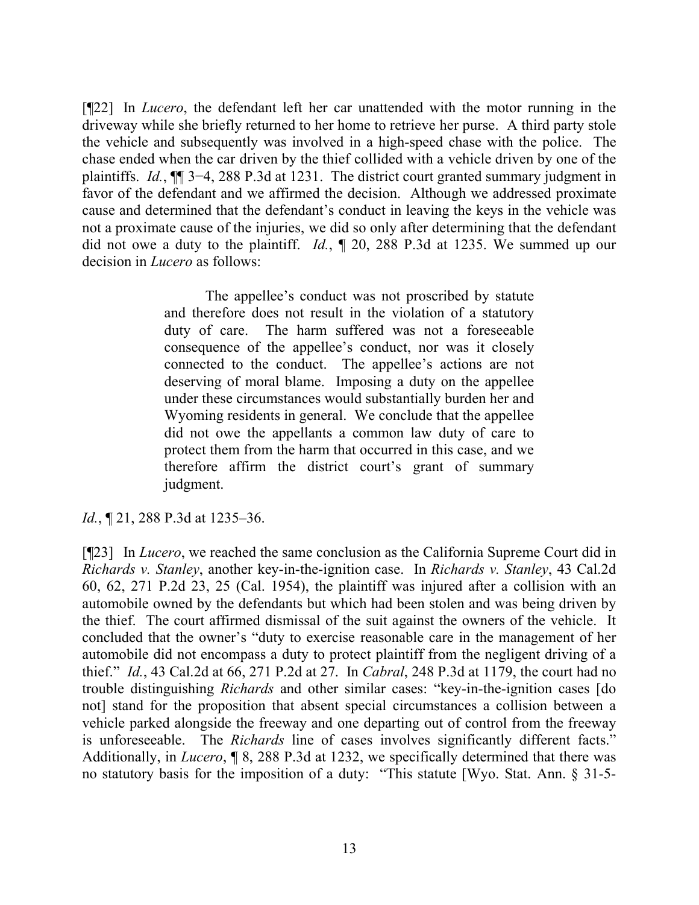[¶22] In *Lucero*, the defendant left her car unattended with the motor running in the driveway while she briefly returned to her home to retrieve her purse. A third party stole the vehicle and subsequently was involved in a high-speed chase with the police. The chase ended when the car driven by the thief collided with a vehicle driven by one of the plaintiffs. *Id.*, ¶¶ 3−4, 288 P.3d at 1231. The district court granted summary judgment in favor of the defendant and we affirmed the decision. Although we addressed proximate cause and determined that the defendant's conduct in leaving the keys in the vehicle was not a proximate cause of the injuries, we did so only after determining that the defendant did not owe a duty to the plaintiff. *Id.*, ¶ 20, 288 P.3d at 1235. We summed up our decision in *Lucero* as follows:

> The appellee's conduct was not proscribed by statute and therefore does not result in the violation of a statutory duty of care. The harm suffered was not a foreseeable consequence of the appellee's conduct, nor was it closely connected to the conduct. The appellee's actions are not deserving of moral blame. Imposing a duty on the appellee under these circumstances would substantially burden her and Wyoming residents in general. We conclude that the appellee did not owe the appellants a common law duty of care to protect them from the harm that occurred in this case, and we therefore affirm the district court's grant of summary judgment.

*Id.*, ¶ 21, 288 P.3d at 1235–36.

[¶23] In *Lucero*, we reached the same conclusion as the California Supreme Court did in *Richards v. Stanley*, another key-in-the-ignition case. In *Richards v. Stanley*, 43 Cal.2d 60, 62, 271 P.2d 23, 25 (Cal. 1954), the plaintiff was injured after a collision with an automobile owned by the defendants but which had been stolen and was being driven by the thief. The court affirmed dismissal of the suit against the owners of the vehicle. It concluded that the owner's "duty to exercise reasonable care in the management of her automobile did not encompass a duty to protect plaintiff from the negligent driving of a thief." *Id.*, 43 Cal.2d at 66, 271 P.2d at 27. In *Cabral*, 248 P.3d at 1179, the court had no trouble distinguishing *Richards* and other similar cases: "key-in-the-ignition cases [do not] stand for the proposition that absent special circumstances a collision between a vehicle parked alongside the freeway and one departing out of control from the freeway is unforeseeable. The *Richards* line of cases involves significantly different facts." Additionally, in *Lucero*, ¶ 8, 288 P.3d at 1232, we specifically determined that there was no statutory basis for the imposition of a duty: "This statute [Wyo. Stat. Ann. § 31-5-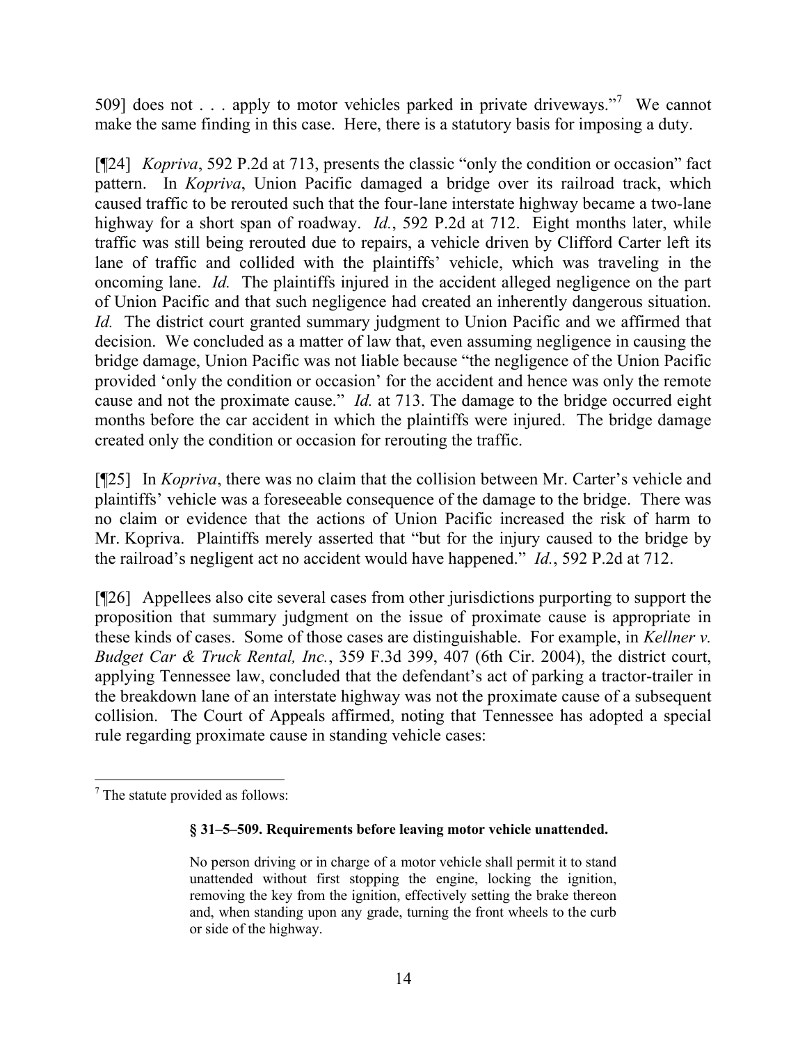509] does not . . . apply to motor vehicles parked in private driveways."[7] We cannot make the same finding in this case. Here, there is a statutory basis for imposing a duty.

[¶24] *Kopriva*, 592 P.2d at 713, presents the classic "only the condition or occasion" fact pattern. In *Kopriva*, Union Pacific damaged a bridge over its railroad track, which caused traffic to be rerouted such that the four-lane interstate highway became a two-lane highway for a short span of roadway. *Id.*, 592 P.2d at 712. Eight months later, while traffic was still being rerouted due to repairs, a vehicle driven by Clifford Carter left its lane of traffic and collided with the plaintiffs' vehicle, which was traveling in the oncoming lane. *Id.* The plaintiffs injured in the accident alleged negligence on the part of Union Pacific and that such negligence had created an inherently dangerous situation. *Id.* The district court granted summary judgment to Union Pacific and we affirmed that decision. We concluded as a matter of law that, even assuming negligence in causing the bridge damage, Union Pacific was not liable because "the negligence of the Union Pacific provided 'only the condition or occasion' for the accident and hence was only the remote cause and not the proximate cause." *Id.* at 713. The damage to the bridge occurred eight months before the car accident in which the plaintiffs were injured. The bridge damage created only the condition or occasion for rerouting the traffic.

[¶25] In *Kopriva*, there was no claim that the collision between Mr. Carter's vehicle and plaintiffs' vehicle was a foreseeable consequence of the damage to the bridge. There was no claim or evidence that the actions of Union Pacific increased the risk of harm to Mr. Kopriva. Plaintiffs merely asserted that "but for the injury caused to the bridge by the railroad's negligent act no accident would have happened." *Id.*, 592 P.2d at 712.

[¶26] Appellees also cite several cases from other jurisdictions purporting to support the proposition that summary judgment on the issue of proximate cause is appropriate in these kinds of cases. Some of those cases are distinguishable. For example, in *Kellner v. Budget Car & Truck Rental, Inc.*, 359 F.3d 399, 407 (6th Cir. 2004), the district court, applying Tennessee law, concluded that the defendant's act of parking a tractor-trailer in the breakdown lane of an interstate highway was not the proximate cause of a subsequent collision. The Court of Appeals affirmed, noting that Tennessee has adopted a special rule regarding proximate cause in standing vehicle cases:

---

[7] The statute provided as follows:

> **§ 31–5–509. Requirements before leaving motor vehicle unattended.**
>
> No person driving or in charge of a motor vehicle shall permit it to stand unattended without first stopping the engine, locking the ignition, removing the key from the ignition, effectively setting the brake thereon and, when standing upon any grade, turning the front wheels to the curb or side of the highway.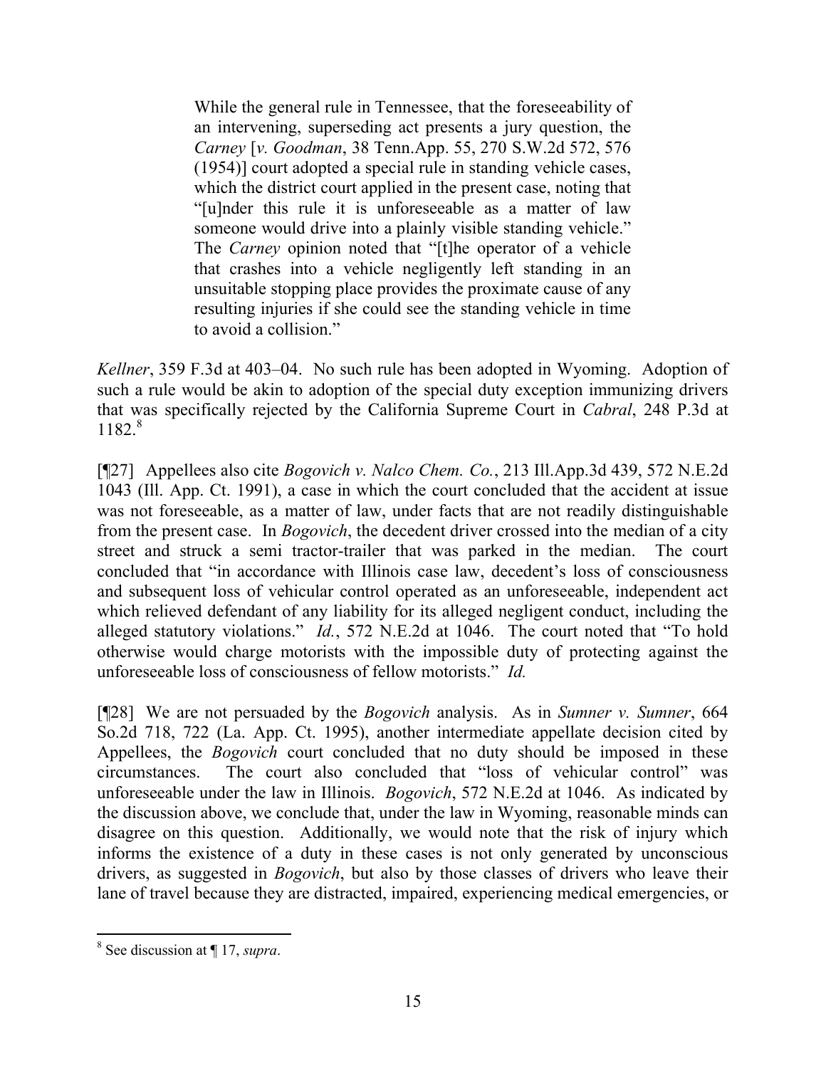> While the general rule in Tennessee, that the foreseeability of an intervening, superseding act presents a jury question, the *Carney* [*v. Goodman*, 38 Tenn.App. 55, 270 S.W.2d 572, 576 (1954)] court adopted a special rule in standing vehicle cases, which the district court applied in the present case, noting that "[u]nder this rule it is unforeseeable as a matter of law someone would drive into a plainly visible standing vehicle." The *Carney* opinion noted that "[t]he operator of a vehicle that crashes into a vehicle negligently left standing in an unsuitable stopping place provides the proximate cause of any resulting injuries if she could see the standing vehicle in time to avoid a collision."

*Kellner*, 359 F.3d at 403–04. No such rule has been adopted in Wyoming. Adoption of such a rule would be akin to adoption of the special duty exception immunizing drivers that was specifically rejected by the California Supreme Court in *Cabral*, 248 P.3d at 1182.[8]

[¶27] Appellees also cite *Bogovich v. Nalco Chem. Co.*, 213 Ill.App.3d 439, 572 N.E.2d 1043 (Ill. App. Ct. 1991), a case in which the court concluded that the accident at issue was not foreseeable, as a matter of law, under facts that are not readily distinguishable from the present case. In *Bogovich*, the decedent driver crossed into the median of a city street and struck a semi tractor-trailer that was parked in the median. The court concluded that "in accordance with Illinois case law, decedent's loss of consciousness and subsequent loss of vehicular control operated as an unforeseeable, independent act which relieved defendant of any liability for its alleged negligent conduct, including the alleged statutory violations." *Id.*, 572 N.E.2d at 1046. The court noted that "To hold otherwise would charge motorists with the impossible duty of protecting against the unforeseeable loss of consciousness of fellow motorists." *Id.*

[¶28] We are not persuaded by the *Bogovich* analysis. As in *Sumner v. Sumner*, 664 So.2d 718, 722 (La. App. Ct. 1995), another intermediate appellate decision cited by Appellees, the *Bogovich* court concluded that no duty should be imposed in these circumstances. The court also concluded that "loss of vehicular control" was unforeseeable under the law in Illinois. *Bogovich*, 572 N.E.2d at 1046. As indicated by the discussion above, we conclude that, under the law in Wyoming, reasonable minds can disagree on this question. Additionally, we would note that the risk of injury which informs the existence of a duty in these cases is not only generated by unconscious drivers, as suggested in *Bogovich*, but also by those classes of drivers who leave their lane of travel because they are distracted, impaired, experiencing medical emergencies, or

---

[8] See discussion at ¶ 17, *supra*.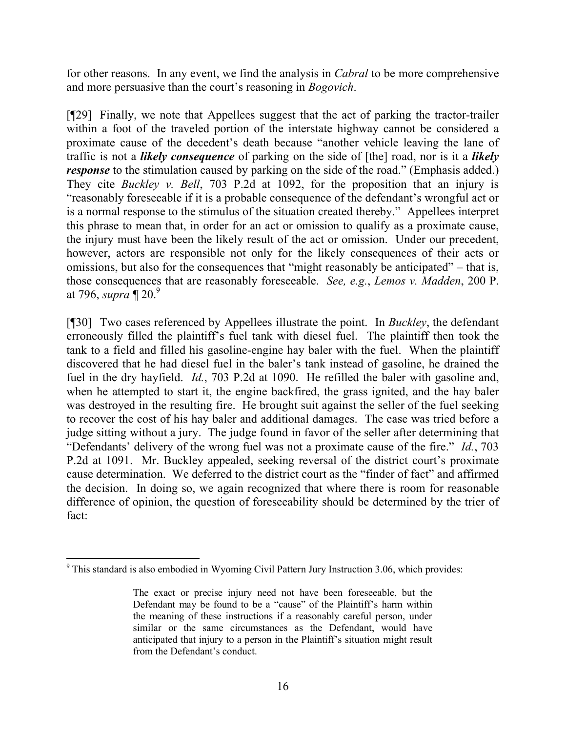for other reasons. In any event, we find the analysis in *Cabral* to be more comprehensive and more persuasive than the court's reasoning in *Bogovich*.

[¶29] Finally, we note that Appellees suggest that the act of parking the tractor-trailer within a foot of the traveled portion of the interstate highway cannot be considered a proximate cause of the decedent's death because "another vehicle leaving the lane of traffic is not a ***likely consequence*** of parking on the side of [the] road, nor is it a ***likely response*** to the stimulation caused by parking on the side of the road." (Emphasis added.) They cite *Buckley v. Bell*, 703 P.2d at 1092, for the proposition that an injury is "reasonably foreseeable if it is a probable consequence of the defendant's wrongful act or is a normal response to the stimulus of the situation created thereby." Appellees interpret this phrase to mean that, in order for an act or omission to qualify as a proximate cause, the injury must have been the likely result of the act or omission. Under our precedent, however, actors are responsible not only for the likely consequences of their acts or omissions, but also for the consequences that "might reasonably be anticipated" – that is, those consequences that are reasonably foreseeable. *See, e.g.*, *Lemos v. Madden*, 200 P. at 796, *supra* ¶ 20.[9]

[¶30] Two cases referenced by Appellees illustrate the point. In *Buckley*, the defendant erroneously filled the plaintiff's fuel tank with diesel fuel. The plaintiff then took the tank to a field and filled his gasoline-engine hay baler with the fuel. When the plaintiff discovered that he had diesel fuel in the baler's tank instead of gasoline, he drained the fuel in the dry hayfield. *Id.*, 703 P.2d at 1090. He refilled the baler with gasoline and, when he attempted to start it, the engine backfired, the grass ignited, and the hay baler was destroyed in the resulting fire. He brought suit against the seller of the fuel seeking to recover the cost of his hay baler and additional damages. The case was tried before a judge sitting without a jury. The judge found in favor of the seller after determining that "Defendants' delivery of the wrong fuel was not a proximate cause of the fire." *Id.*, 703 P.2d at 1091. Mr. Buckley appealed, seeking reversal of the district court's proximate cause determination. We deferred to the district court as the "finder of fact" and affirmed the decision. In doing so, we again recognized that where there is room for reasonable difference of opinion, the question of foreseeability should be determined by the trier of fact:

---

[9] This standard is also embodied in Wyoming Civil Pattern Jury Instruction 3.06, which provides:

> The exact or precise injury need not have been foreseeable, but the Defendant may be found to be a "cause" of the Plaintiff's harm within the meaning of these instructions if a reasonably careful person, under similar or the same circumstances as the Defendant, would have anticipated that injury to a person in the Plaintiff's situation might result from the Defendant's conduct.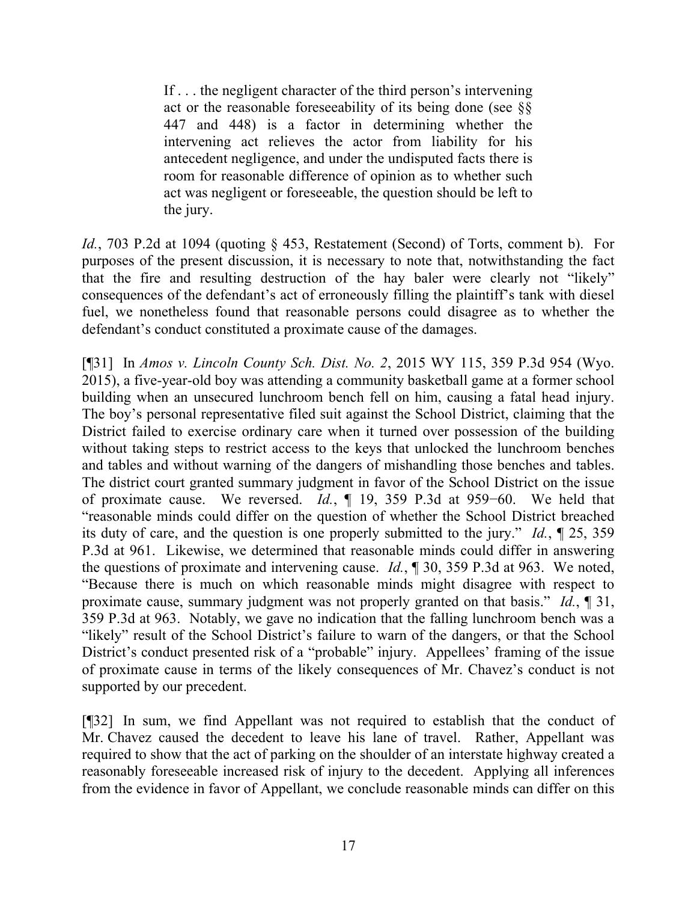> If . . . the negligent character of the third person's intervening act or the reasonable foreseeability of its being done (see §§ 447 and 448) is a factor in determining whether the intervening act relieves the actor from liability for his antecedent negligence, and under the undisputed facts there is room for reasonable difference of opinion as to whether such act was negligent or foreseeable, the question should be left to the jury.

*Id.*, 703 P.2d at 1094 (quoting § 453, Restatement (Second) of Torts, comment b). For purposes of the present discussion, it is necessary to note that, notwithstanding the fact that the fire and resulting destruction of the hay baler were clearly not "likely" consequences of the defendant's act of erroneously filling the plaintiff's tank with diesel fuel, we nonetheless found that reasonable persons could disagree as to whether the defendant's conduct constituted a proximate cause of the damages.

[¶31] In *Amos v. Lincoln County Sch. Dist. No. 2*, 2015 WY 115, 359 P.3d 954 (Wyo. 2015), a five-year-old boy was attending a community basketball game at a former school building when an unsecured lunchroom bench fell on him, causing a fatal head injury. The boy's personal representative filed suit against the School District, claiming that the District failed to exercise ordinary care when it turned over possession of the building without taking steps to restrict access to the keys that unlocked the lunchroom benches and tables and without warning of the dangers of mishandling those benches and tables. The district court granted summary judgment in favor of the School District on the issue of proximate cause. We reversed. *Id.*, ¶ 19, 359 P.3d at 959−60. We held that "reasonable minds could differ on the question of whether the School District breached its duty of care, and the question is one properly submitted to the jury." *Id.*, ¶ 25, 359 P.3d at 961. Likewise, we determined that reasonable minds could differ in answering the questions of proximate and intervening cause. *Id.*, ¶ 30, 359 P.3d at 963. We noted, "Because there is much on which reasonable minds might disagree with respect to proximate cause, summary judgment was not properly granted on that basis." *Id.*, ¶ 31, 359 P.3d at 963. Notably, we gave no indication that the falling lunchroom bench was a "likely" result of the School District's failure to warn of the dangers, or that the School District's conduct presented risk of a "probable" injury. Appellees' framing of the issue of proximate cause in terms of the likely consequences of Mr. Chavez's conduct is not supported by our precedent.

[¶32] In sum, we find Appellant was not required to establish that the conduct of Mr. Chavez caused the decedent to leave his lane of travel. Rather, Appellant was required to show that the act of parking on the shoulder of an interstate highway created a reasonably foreseeable increased risk of injury to the decedent. Applying all inferences from the evidence in favor of Appellant, we conclude reasonable minds can differ on this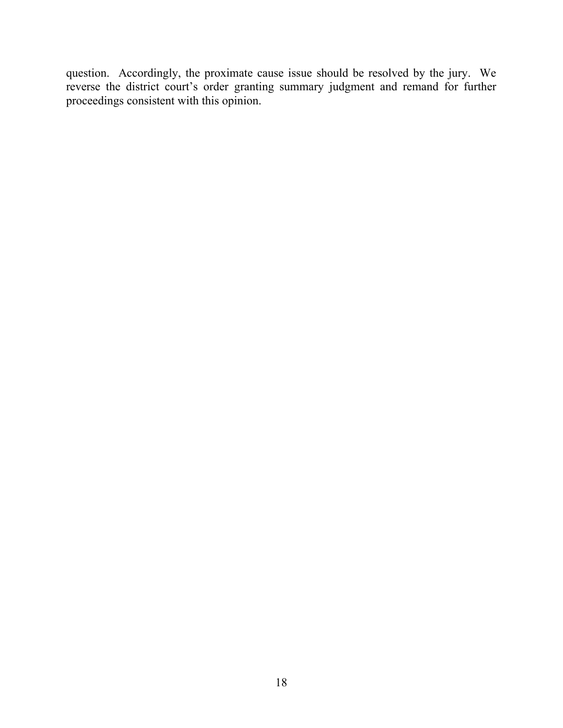question. Accordingly, the proximate cause issue should be resolved by the jury. We reverse the district court's order granting summary judgment and remand for further proceedings consistent with this opinion.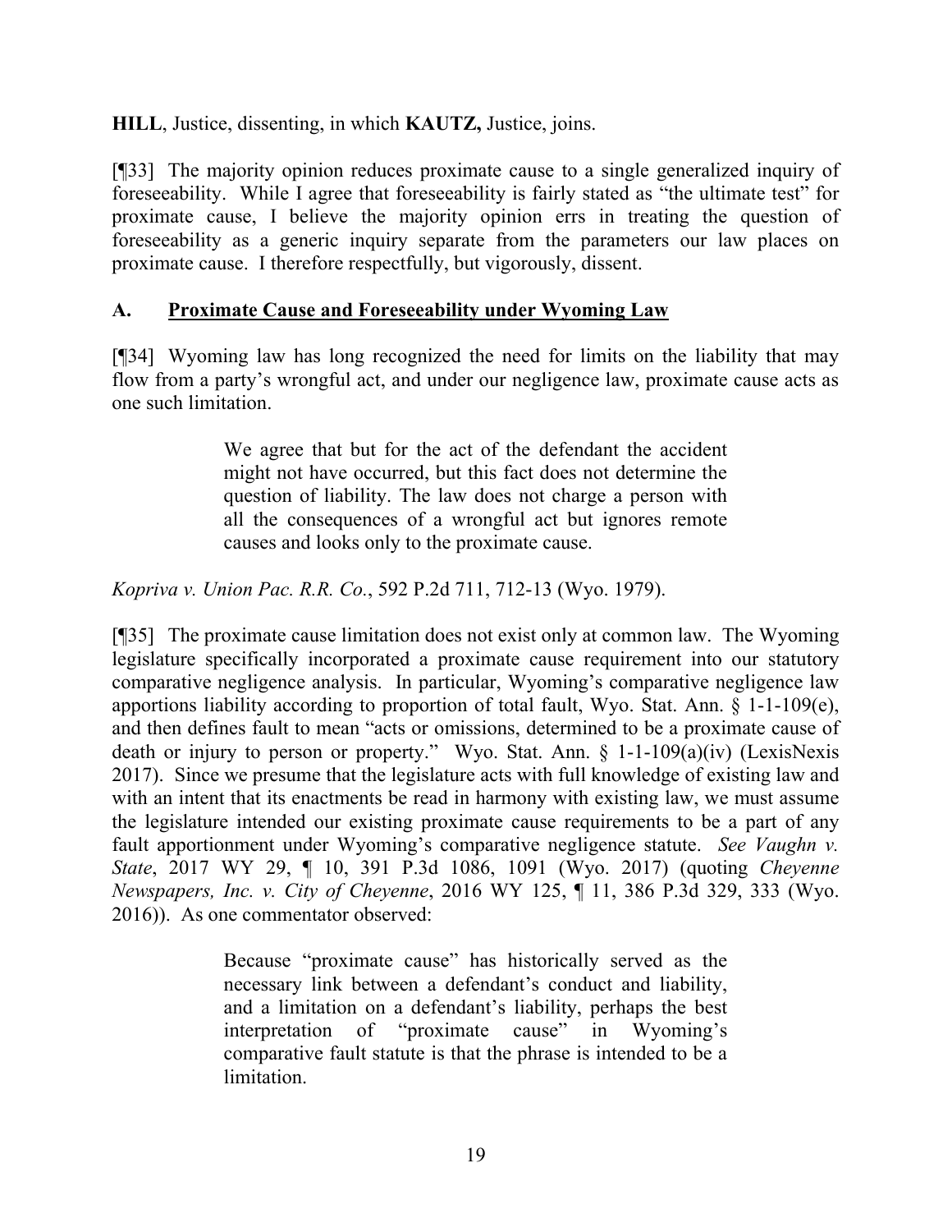**HILL**, Justice, dissenting, in which **KAUTZ,** Justice, joins.

[¶33] The majority opinion reduces proximate cause to a single generalized inquiry of foreseeability. While I agree that foreseeability is fairly stated as "the ultimate test" for proximate cause, I believe the majority opinion errs in treating the question of foreseeability as a generic inquiry separate from the parameters our law places on proximate cause. I therefore respectfully, but vigorously, dissent.

## A. Proximate Cause and Foreseeability under Wyoming Law

[¶34] Wyoming law has long recognized the need for limits on the liability that may flow from a party's wrongful act, and under our negligence law, proximate cause acts as one such limitation.

> We agree that but for the act of the defendant the accident might not have occurred, but this fact does not determine the question of liability. The law does not charge a person with all the consequences of a wrongful act but ignores remote causes and looks only to the proximate cause.

*Kopriva v. Union Pac. R.R. Co.*, 592 P.2d 711, 712-13 (Wyo. 1979).

[¶35] The proximate cause limitation does not exist only at common law. The Wyoming legislature specifically incorporated a proximate cause requirement into our statutory comparative negligence analysis. In particular, Wyoming's comparative negligence law apportions liability according to proportion of total fault, Wyo. Stat. Ann. § 1-1-109(e), and then defines fault to mean "acts or omissions, determined to be a proximate cause of death or injury to person or property." Wyo. Stat. Ann. § 1-1-109(a)(iv) (LexisNexis 2017). Since we presume that the legislature acts with full knowledge of existing law and with an intent that its enactments be read in harmony with existing law, we must assume the legislature intended our existing proximate cause requirements to be a part of any fault apportionment under Wyoming's comparative negligence statute. *See Vaughn v. State*, 2017 WY 29, ¶ 10, 391 P.3d 1086, 1091 (Wyo. 2017) (quoting *Cheyenne Newspapers, Inc. v. City of Cheyenne*, 2016 WY 125, ¶ 11, 386 P.3d 329, 333 (Wyo. 2016)). As one commentator observed:

> Because "proximate cause" has historically served as the necessary link between a defendant's conduct and liability, and a limitation on a defendant's liability, perhaps the best interpretation of "proximate cause" in Wyoming's comparative fault statute is that the phrase is intended to be a limitation.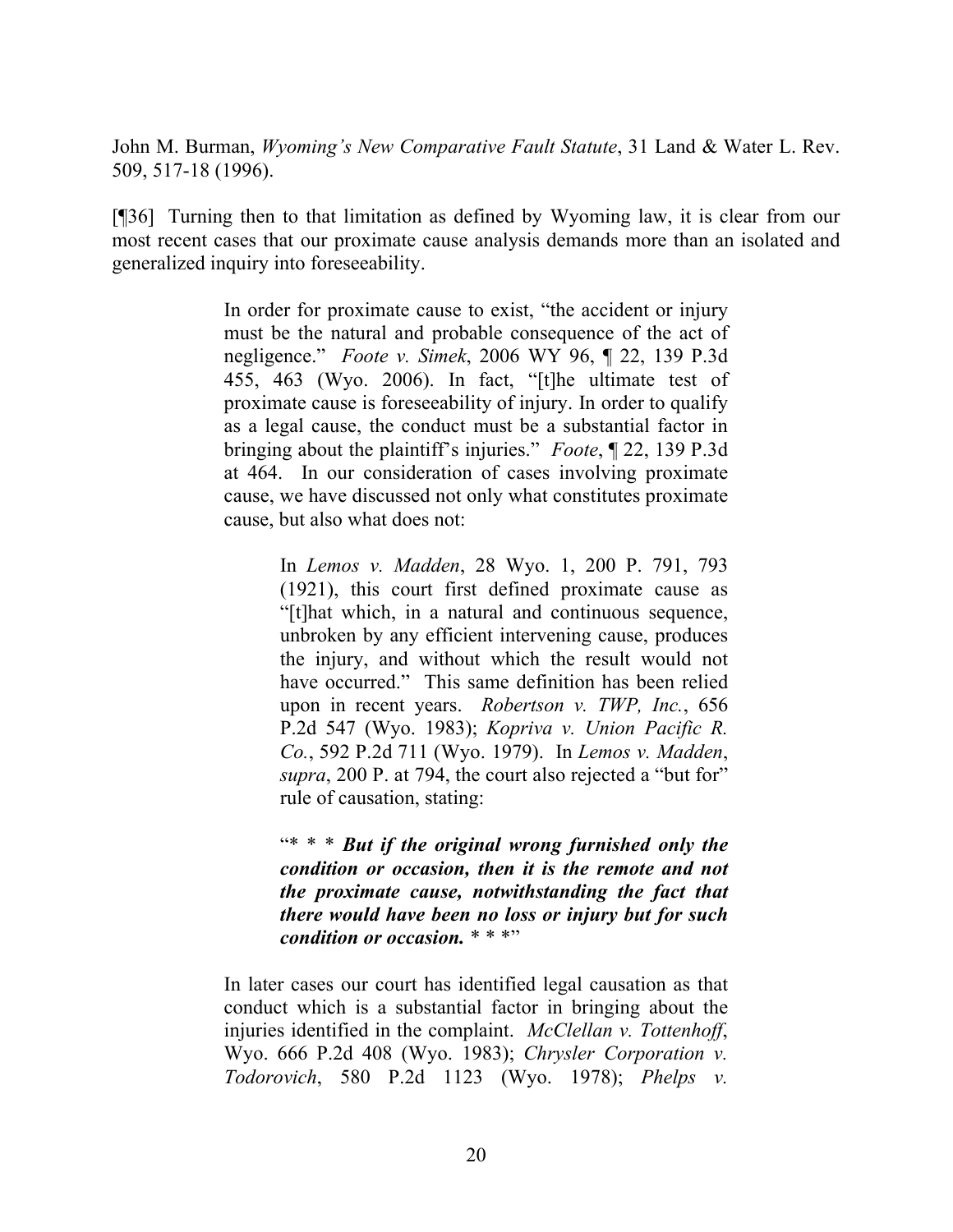John M. Burman, *Wyoming's New Comparative Fault Statute*, 31 Land & Water L. Rev. 509, 517-18 (1996).

[¶36] Turning then to that limitation as defined by Wyoming law, it is clear from our most recent cases that our proximate cause analysis demands more than an isolated and generalized inquiry into foreseeability.

> In order for proximate cause to exist, "the accident or injury must be the natural and probable consequence of the act of negligence." *Foote v. Simek*, 2006 WY 96, ¶ 22, 139 P.3d 455, 463 (Wyo. 2006). In fact, "[t]he ultimate test of proximate cause is foreseeability of injury. In order to qualify as a legal cause, the conduct must be a substantial factor in bringing about the plaintiff's injuries." *Foote*, ¶ 22, 139 P.3d at 464. In our consideration of cases involving proximate cause, we have discussed not only what constitutes proximate cause, but also what does not:
>
> > In *Lemos v. Madden*, 28 Wyo. 1, 200 P. 791, 793 (1921), this court first defined proximate cause as "[t]hat which, in a natural and continuous sequence, unbroken by any efficient intervening cause, produces the injury, and without which the result would not have occurred." This same definition has been relied upon in recent years. *Robertson v. TWP, Inc.*, 656 P.2d 547 (Wyo. 1983); *Kopriva v. Union Pacific R. Co.*, 592 P.2d 711 (Wyo. 1979). In *Lemos v. Madden*, *supra*, 200 P. at 794, the court also rejected a "but for" rule of causation, stating:
> >
> > "* * * ***But if the original wrong furnished only the condition or occasion, then it is the remote and not the proximate cause, notwithstanding the fact that there would have been no loss or injury but for such condition or occasion.*** * * *"
>
> In later cases our court has identified legal causation as that conduct which is a substantial factor in bringing about the injuries identified in the complaint. *McClellan v. Tottenhoff*, Wyo. 666 P.2d 408 (Wyo. 1983); *Chrysler Corporation v. Todorovich*, 580 P.2d 1123 (Wyo. 1978); *Phelps v.*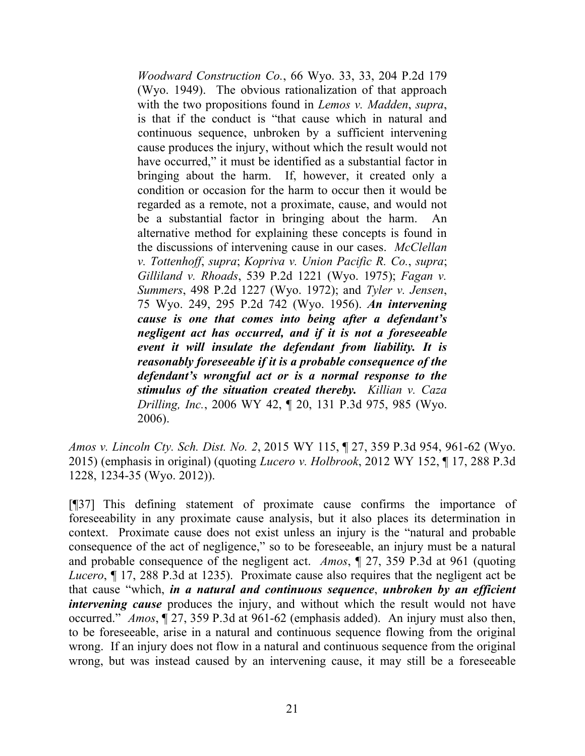> *Woodward Construction Co.*, 66 Wyo. 33, 33, 204 P.2d 179 (Wyo. 1949). The obvious rationalization of that approach with the two propositions found in *Lemos v. Madden*, *supra*, is that if the conduct is "that cause which in natural and continuous sequence, unbroken by a sufficient intervening cause produces the injury, without which the result would not have occurred," it must be identified as a substantial factor in bringing about the harm. If, however, it created only a condition or occasion for the harm to occur then it would be regarded as a remote, not a proximate, cause, and would not be a substantial factor in bringing about the harm. An alternative method for explaining these concepts is found in the discussions of intervening cause in our cases. *McClellan v. Tottenhoff*, *supra*; *Kopriva v. Union Pacific R. Co.*, *supra*; *Gilliland v. Rhoads*, 539 P.2d 1221 (Wyo. 1975); *Fagan v. Summers*, 498 P.2d 1227 (Wyo. 1972); and *Tyler v. Jensen*, 75 Wyo. 249, 295 P.2d 742 (Wyo. 1956). ***An intervening cause is one that comes into being after a defendant's negligent act has occurred, and if it is not a foreseeable event it will insulate the defendant from liability. It is reasonably foreseeable if it is a probable consequence of the defendant's wrongful act or is a normal response to the stimulus of the situation created thereby.*** *Killian v. Caza Drilling, Inc.*, 2006 WY 42, ¶ 20, 131 P.3d 975, 985 (Wyo. 2006).

*Amos v. Lincoln Cty. Sch. Dist. No. 2*, 2015 WY 115, ¶ 27, 359 P.3d 954, 961-62 (Wyo. 2015) (emphasis in original) (quoting *Lucero v. Holbrook*, 2012 WY 152, ¶ 17, 288 P.3d 1228, 1234-35 (Wyo. 2012)).

[¶37] This defining statement of proximate cause confirms the importance of foreseeability in any proximate cause analysis, but it also places its determination in context. Proximate cause does not exist unless an injury is the "natural and probable consequence of the act of negligence," so to be foreseeable, an injury must be a natural and probable consequence of the negligent act. *Amos*, ¶ 27, 359 P.3d at 961 (quoting *Lucero*, ¶ 17, 288 P.3d at 1235). Proximate cause also requires that the negligent act be that cause "which, ***in a natural and continuous sequence***, ***unbroken by an efficient intervening cause*** produces the injury, and without which the result would not have occurred." *Amos*, ¶ 27, 359 P.3d at 961-62 (emphasis added). An injury must also then, to be foreseeable, arise in a natural and continuous sequence flowing from the original wrong. If an injury does not flow in a natural and continuous sequence from the original wrong, but was instead caused by an intervening cause, it may still be a foreseeable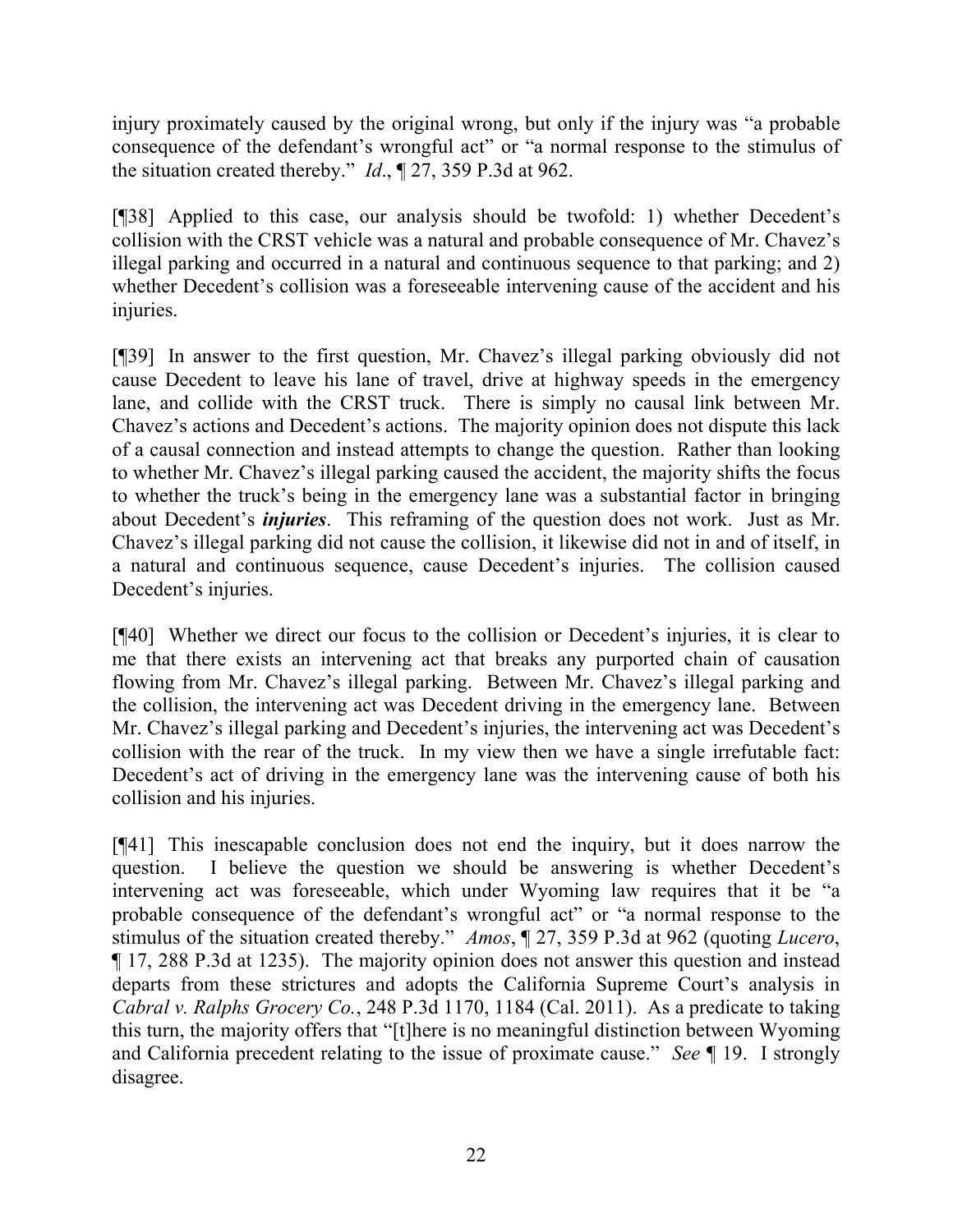injury proximately caused by the original wrong, but only if the injury was "a probable consequence of the defendant's wrongful act" or "a normal response to the stimulus of the situation created thereby." *Id*., ¶ 27, 359 P.3d at 962.

[¶38] Applied to this case, our analysis should be twofold: 1) whether Decedent's collision with the CRST vehicle was a natural and probable consequence of Mr. Chavez's illegal parking and occurred in a natural and continuous sequence to that parking; and 2) whether Decedent's collision was a foreseeable intervening cause of the accident and his injuries.

[¶39] In answer to the first question, Mr. Chavez's illegal parking obviously did not cause Decedent to leave his lane of travel, drive at highway speeds in the emergency lane, and collide with the CRST truck. There is simply no causal link between Mr. Chavez's actions and Decedent's actions. The majority opinion does not dispute this lack of a causal connection and instead attempts to change the question. Rather than looking to whether Mr. Chavez's illegal parking caused the accident, the majority shifts the focus to whether the truck's being in the emergency lane was a substantial factor in bringing about Decedent's ***injuries***. This reframing of the question does not work. Just as Mr. Chavez's illegal parking did not cause the collision, it likewise did not in and of itself, in a natural and continuous sequence, cause Decedent's injuries. The collision caused Decedent's injuries.

[¶40] Whether we direct our focus to the collision or Decedent's injuries, it is clear to me that there exists an intervening act that breaks any purported chain of causation flowing from Mr. Chavez's illegal parking. Between Mr. Chavez's illegal parking and the collision, the intervening act was Decedent driving in the emergency lane. Between Mr. Chavez's illegal parking and Decedent's injuries, the intervening act was Decedent's collision with the rear of the truck. In my view then we have a single irrefutable fact: Decedent's act of driving in the emergency lane was the intervening cause of both his collision and his injuries.

[¶41] This inescapable conclusion does not end the inquiry, but it does narrow the question. I believe the question we should be answering is whether Decedent's intervening act was foreseeable, which under Wyoming law requires that it be "a probable consequence of the defendant's wrongful act" or "a normal response to the stimulus of the situation created thereby." *Amos*, ¶ 27, 359 P.3d at 962 (quoting *Lucero*, ¶ 17, 288 P.3d at 1235). The majority opinion does not answer this question and instead departs from these strictures and adopts the California Supreme Court's analysis in *Cabral v. Ralphs Grocery Co.*, 248 P.3d 1170, 1184 (Cal. 2011). As a predicate to taking this turn, the majority offers that "[t]here is no meaningful distinction between Wyoming and California precedent relating to the issue of proximate cause." *See* ¶ 19. I strongly disagree.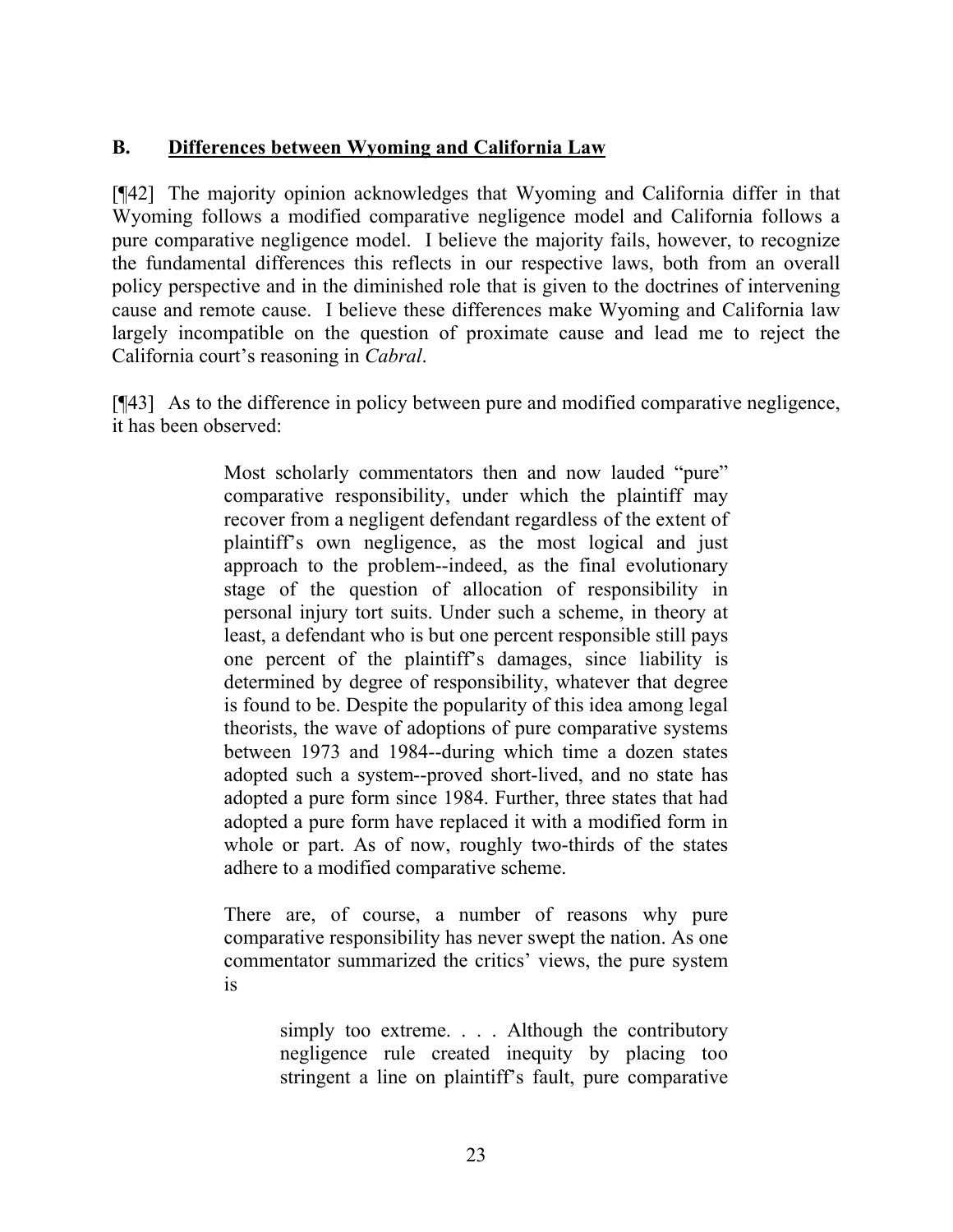## B. Differences between Wyoming and California Law

[¶42] The majority opinion acknowledges that Wyoming and California differ in that Wyoming follows a modified comparative negligence model and California follows a pure comparative negligence model. I believe the majority fails, however, to recognize the fundamental differences this reflects in our respective laws, both from an overall policy perspective and in the diminished role that is given to the doctrines of intervening cause and remote cause. I believe these differences make Wyoming and California law largely incompatible on the question of proximate cause and lead me to reject the California court's reasoning in *Cabral*.

[¶43] As to the difference in policy between pure and modified comparative negligence, it has been observed:

> Most scholarly commentators then and now lauded "pure" comparative responsibility, under which the plaintiff may recover from a negligent defendant regardless of the extent of plaintiff's own negligence, as the most logical and just approach to the problem--indeed, as the final evolutionary stage of the question of allocation of responsibility in personal injury tort suits. Under such a scheme, in theory at least, a defendant who is but one percent responsible still pays one percent of the plaintiff's damages, since liability is determined by degree of responsibility, whatever that degree is found to be. Despite the popularity of this idea among legal theorists, the wave of adoptions of pure comparative systems between 1973 and 1984--during which time a dozen states adopted such a system--proved short-lived, and no state has adopted a pure form since 1984. Further, three states that had adopted a pure form have replaced it with a modified form in whole or part. As of now, roughly two-thirds of the states adhere to a modified comparative scheme.
>
> There are, of course, a number of reasons why pure comparative responsibility has never swept the nation. As one commentator summarized the critics' views, the pure system is
>
>> simply too extreme. . . . Although the contributory negligence rule created inequity by placing too stringent a line on plaintiff's fault, pure comparative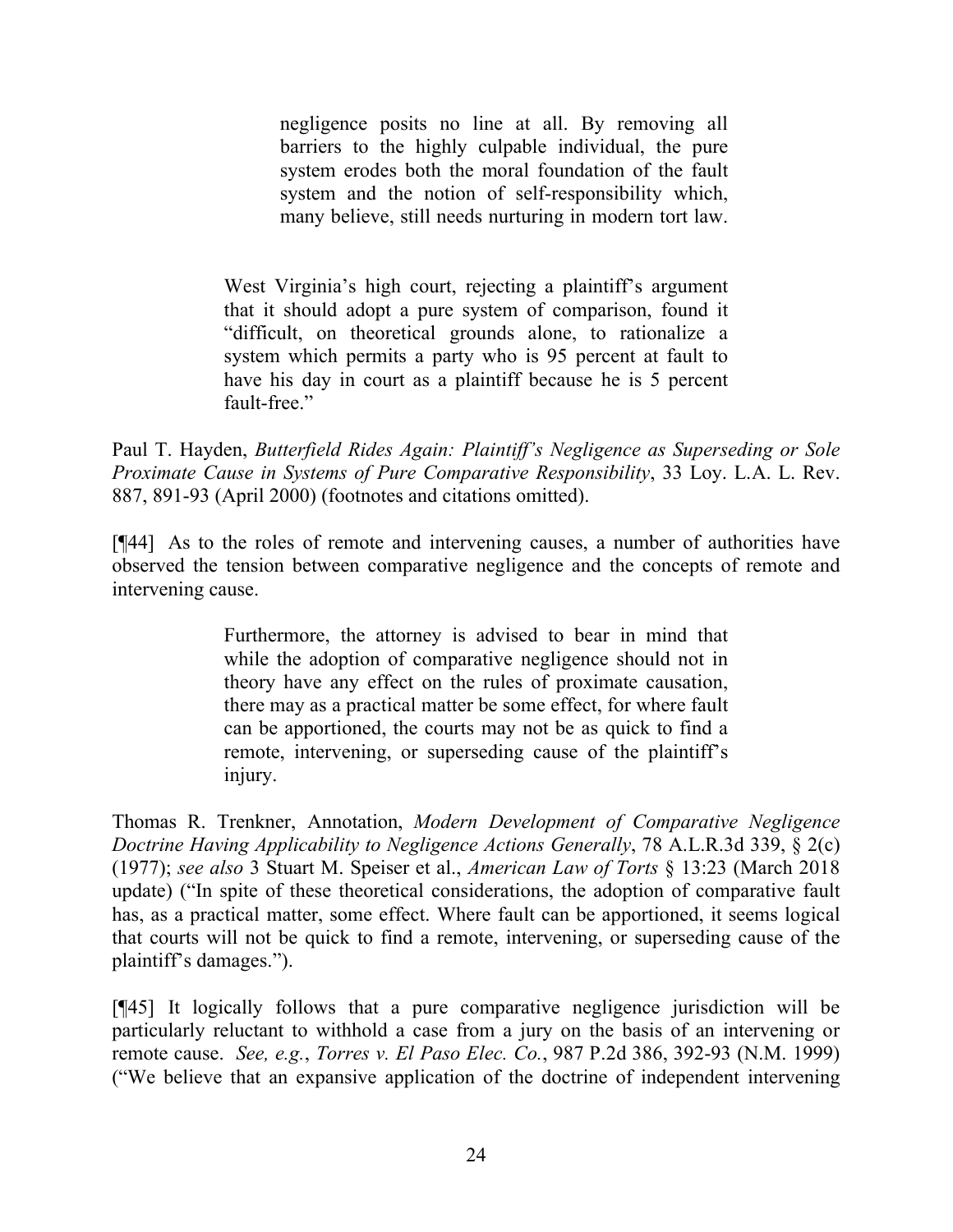> > negligence posits no line at all. By removing all barriers to the highly culpable individual, the pure system erodes both the moral foundation of the fault system and the notion of self-responsibility which, many believe, still needs nurturing in modern tort law.
>
> West Virginia's high court, rejecting a plaintiff's argument that it should adopt a pure system of comparison, found it "difficult, on theoretical grounds alone, to rationalize a system which permits a party who is 95 percent at fault to have his day in court as a plaintiff because he is 5 percent fault-free."

Paul T. Hayden, *Butterfield Rides Again: Plaintiff's Negligence as Superseding or Sole Proximate Cause in Systems of Pure Comparative Responsibility*, 33 Loy. L.A. L. Rev. 887, 891-93 (April 2000) (footnotes and citations omitted).

[¶44] As to the roles of remote and intervening causes, a number of authorities have observed the tension between comparative negligence and the concepts of remote and intervening cause.

> Furthermore, the attorney is advised to bear in mind that while the adoption of comparative negligence should not in theory have any effect on the rules of proximate causation, there may as a practical matter be some effect, for where fault can be apportioned, the courts may not be as quick to find a remote, intervening, or superseding cause of the plaintiff's injury.

Thomas R. Trenkner, Annotation, *Modern Development of Comparative Negligence Doctrine Having Applicability to Negligence Actions Generally*, 78 A.L.R.3d 339, § 2(c) (1977); *see also* 3 Stuart M. Speiser et al., *American Law of Torts* § 13:23 (March 2018 update) ("In spite of these theoretical considerations, the adoption of comparative fault has, as a practical matter, some effect. Where fault can be apportioned, it seems logical that courts will not be quick to find a remote, intervening, or superseding cause of the plaintiff's damages.").

[¶45] It logically follows that a pure comparative negligence jurisdiction will be particularly reluctant to withhold a case from a jury on the basis of an intervening or remote cause. *See, e.g.*, *Torres v. El Paso Elec. Co.*, 987 P.2d 386, 392-93 (N.M. 1999) ("We believe that an expansive application of the doctrine of independent intervening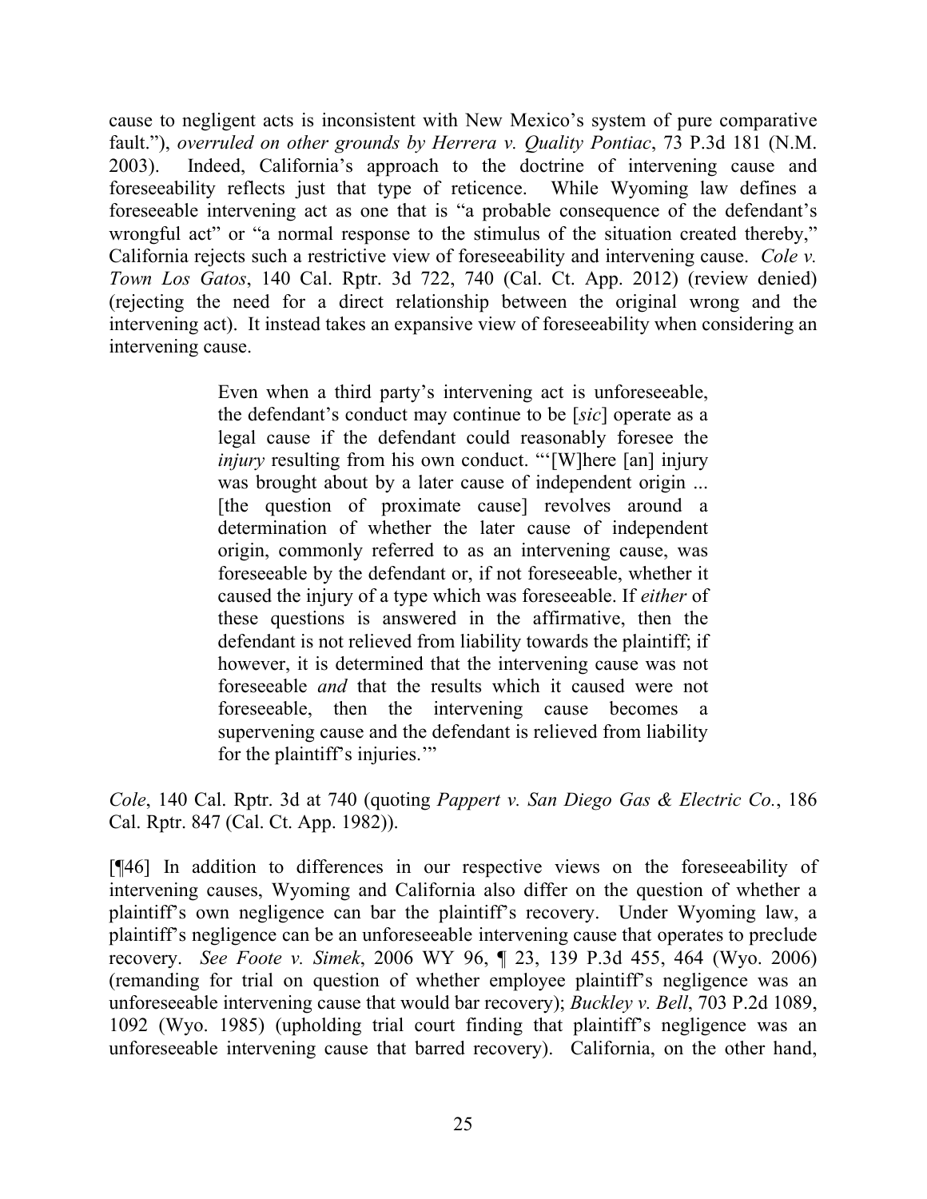cause to negligent acts is inconsistent with New Mexico's system of pure comparative fault."), *overruled on other grounds by Herrera v. Quality Pontiac*, 73 P.3d 181 (N.M. 2003). Indeed, California's approach to the doctrine of intervening cause and foreseeability reflects just that type of reticence. While Wyoming law defines a foreseeable intervening act as one that is "a probable consequence of the defendant's wrongful act" or "a normal response to the stimulus of the situation created thereby," California rejects such a restrictive view of foreseeability and intervening cause. *Cole v. Town Los Gatos*, 140 Cal. Rptr. 3d 722, 740 (Cal. Ct. App. 2012) (review denied) (rejecting the need for a direct relationship between the original wrong and the intervening act). It instead takes an expansive view of foreseeability when considering an intervening cause.

> Even when a third party's intervening act is unforeseeable, the defendant's conduct may continue to be [*sic*] operate as a legal cause if the defendant could reasonably foresee the *injury* resulting from his own conduct. "'[W]here [an] injury was brought about by a later cause of independent origin ... [the question of proximate cause] revolves around a determination of whether the later cause of independent origin, commonly referred to as an intervening cause, was foreseeable by the defendant or, if not foreseeable, whether it caused the injury of a type which was foreseeable. If *either* of these questions is answered in the affirmative, then the defendant is not relieved from liability towards the plaintiff; if however, it is determined that the intervening cause was not foreseeable *and* that the results which it caused were not foreseeable, then the intervening cause becomes a supervening cause and the defendant is relieved from liability for the plaintiff's injuries.'"

*Cole*, 140 Cal. Rptr. 3d at 740 (quoting *Pappert v. San Diego Gas & Electric Co.*, 186 Cal. Rptr. 847 (Cal. Ct. App. 1982)).

[¶46] In addition to differences in our respective views on the foreseeability of intervening causes, Wyoming and California also differ on the question of whether a plaintiff's own negligence can bar the plaintiff's recovery. Under Wyoming law, a plaintiff's negligence can be an unforeseeable intervening cause that operates to preclude recovery. *See Foote v. Simek*, 2006 WY 96, ¶ 23, 139 P.3d 455, 464 (Wyo. 2006) (remanding for trial on question of whether employee plaintiff's negligence was an unforeseeable intervening cause that would bar recovery); *Buckley v. Bell*, 703 P.2d 1089, 1092 (Wyo. 1985) (upholding trial court finding that plaintiff's negligence was an unforeseeable intervening cause that barred recovery). California, on the other hand,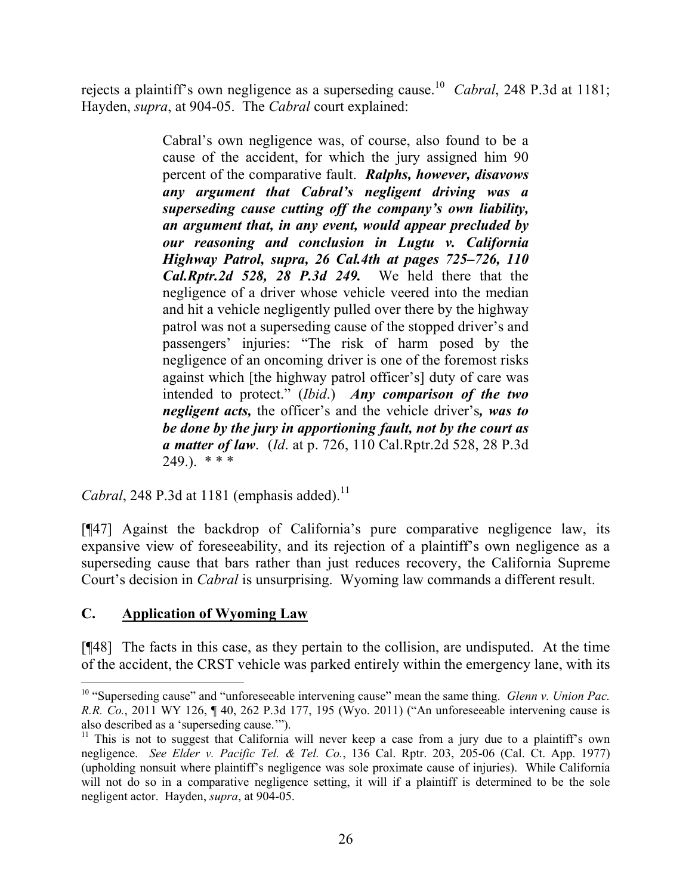rejects a plaintiff's own negligence as a superseding cause.[10] *Cabral*, 248 P.3d at 1181; Hayden, *supra*, at 904-05. The *Cabral* court explained:

> Cabral's own negligence was, of course, also found to be a cause of the accident, for which the jury assigned him 90 percent of the comparative fault. ***Ralphs, however, disavows any argument that Cabral's negligent driving was a superseding cause cutting off the company's own liability, an argument that, in any event, would appear precluded by our reasoning and conclusion in Lugtu v. California Highway Patrol, supra, 26 Cal.4th at pages 725–726, 110 Cal.Rptr.2d 528, 28 P.3d 249.*** We held there that the negligence of a driver whose vehicle veered into the median and hit a vehicle negligently pulled over there by the highway patrol was not a superseding cause of the stopped driver's and passengers' injuries: "The risk of harm posed by the negligence of an oncoming driver is one of the foremost risks against which [the highway patrol officer's] duty of care was intended to protect." (*Ibid*.) ***Any comparison of the two negligent acts,*** the officer's and the vehicle driver's***, was to be done by the jury in apportioning fault, not by the court as a matter of law***. (*Id*. at p. 726, 110 Cal.Rptr.2d 528, 28 P.3d 249.). * * *

*Cabral*, 248 P.3d at 1181 (emphasis added).[11]

[¶47] Against the backdrop of California's pure comparative negligence law, its expansive view of foreseeability, and its rejection of a plaintiff's own negligence as a superseding cause that bars rather than just reduces recovery, the California Supreme Court's decision in *Cabral* is unsurprising. Wyoming law commands a different result.

## C. Application of Wyoming Law

[¶48] The facts in this case, as they pertain to the collision, are undisputed. At the time of the accident, the CRST vehicle was parked entirely within the emergency lane, with its

---

[10] "Superseding cause" and "unforeseeable intervening cause" mean the same thing. *Glenn v. Union Pac. R.R. Co.*, 2011 WY 126, ¶ 40, 262 P.3d 177, 195 (Wyo. 2011) ("An unforeseeable intervening cause is also described as a 'superseding cause.'").

[11] This is not to suggest that California will never keep a case from a jury due to a plaintiff's own negligence. *See Elder v. Pacific Tel. & Tel. Co.*, 136 Cal. Rptr. 203, 205-06 (Cal. Ct. App. 1977) (upholding nonsuit where plaintiff's negligence was sole proximate cause of injuries). While California will not do so in a comparative negligence setting, it will if a plaintiff is determined to be the sole negligent actor. Hayden, *supra*, at 904-05.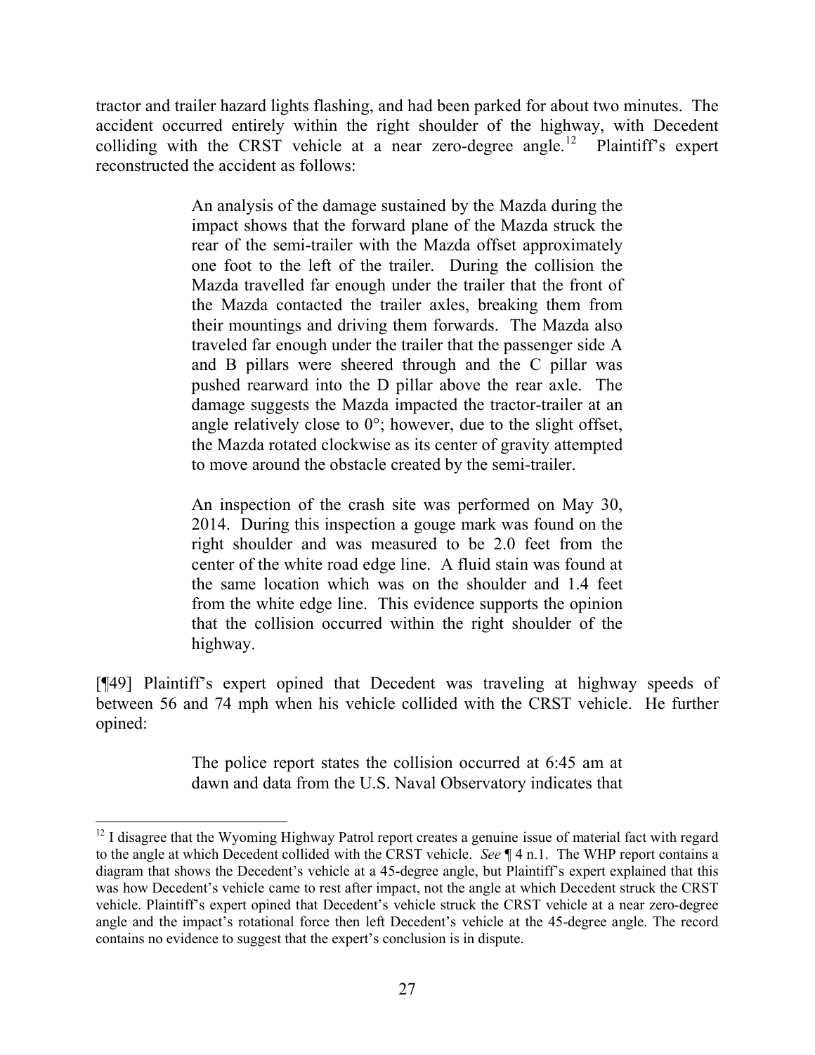tractor and trailer hazard lights flashing, and had been parked for about two minutes. The accident occurred entirely within the right shoulder of the highway, with Decedent colliding with the CRST vehicle at a near zero-degree angle.[12] Plaintiff's expert reconstructed the accident as follows:

> An analysis of the damage sustained by the Mazda during the impact shows that the forward plane of the Mazda struck the rear of the semi-trailer with the Mazda offset approximately one foot to the left of the trailer. During the collision the Mazda travelled far enough under the trailer that the front of the Mazda contacted the trailer axles, breaking them from their mountings and driving them forwards. The Mazda also traveled far enough under the trailer that the passenger side A and B pillars were sheered through and the C pillar was pushed rearward into the D pillar above the rear axle. The damage suggests the Mazda impacted the tractor-trailer at an angle relatively close to 0°; however, due to the slight offset, the Mazda rotated clockwise as its center of gravity attempted to move around the obstacle created by the semi-trailer.
>
> An inspection of the crash site was performed on May 30, 2014. During this inspection a gouge mark was found on the right shoulder and was measured to be 2.0 feet from the center of the white road edge line. A fluid stain was found at the same location which was on the shoulder and 1.4 feet from the white edge line. This evidence supports the opinion that the collision occurred within the right shoulder of the highway.

[¶49] Plaintiff's expert opined that Decedent was traveling at highway speeds of between 56 and 74 mph when his vehicle collided with the CRST vehicle. He further opined:

> The police report states the collision occurred at 6:45 am at dawn and data from the U.S. Naval Observatory indicates that

---

[12] I disagree that the Wyoming Highway Patrol report creates a genuine issue of material fact with regard to the angle at which Decedent collided with the CRST vehicle. *See* ¶ 4 n.1. The WHP report contains a diagram that shows the Decedent's vehicle at a 45-degree angle, but Plaintiff's expert explained that this was how Decedent's vehicle came to rest after impact, not the angle at which Decedent struck the CRST vehicle. Plaintiff's expert opined that Decedent's vehicle struck the CRST vehicle at a near zero-degree angle and the impact's rotational force then left Decedent's vehicle at the 45-degree angle. The record contains no evidence to suggest that the expert's conclusion is in dispute.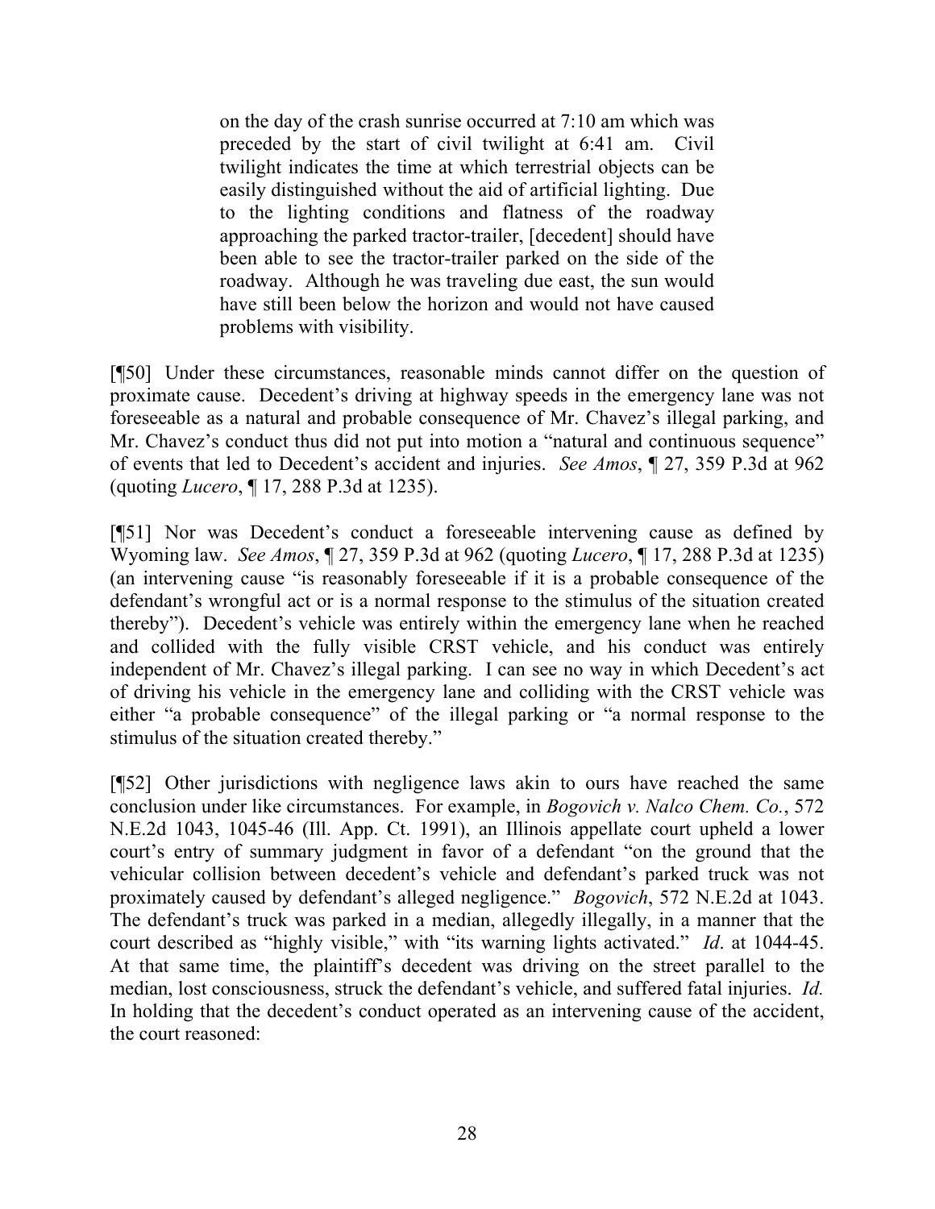> on the day of the crash sunrise occurred at 7:10 am which was preceded by the start of civil twilight at 6:41 am. Civil twilight indicates the time at which terrestrial objects can be easily distinguished without the aid of artificial lighting. Due to the lighting conditions and flatness of the roadway approaching the parked tractor-trailer, [decedent] should have been able to see the tractor-trailer parked on the side of the roadway. Although he was traveling due east, the sun would have still been below the horizon and would not have caused problems with visibility.

[¶50] Under these circumstances, reasonable minds cannot differ on the question of proximate cause. Decedent's driving at highway speeds in the emergency lane was not foreseeable as a natural and probable consequence of Mr. Chavez's illegal parking, and Mr. Chavez's conduct thus did not put into motion a "natural and continuous sequence" of events that led to Decedent's accident and injuries. *See Amos*, ¶ 27, 359 P.3d at 962 (quoting *Lucero*, ¶ 17, 288 P.3d at 1235).

[¶51] Nor was Decedent's conduct a foreseeable intervening cause as defined by Wyoming law. *See Amos*, ¶ 27, 359 P.3d at 962 (quoting *Lucero*, ¶ 17, 288 P.3d at 1235) (an intervening cause "is reasonably foreseeable if it is a probable consequence of the defendant's wrongful act or is a normal response to the stimulus of the situation created thereby"). Decedent's vehicle was entirely within the emergency lane when he reached and collided with the fully visible CRST vehicle, and his conduct was entirely independent of Mr. Chavez's illegal parking. I can see no way in which Decedent's act of driving his vehicle in the emergency lane and colliding with the CRST vehicle was either "a probable consequence" of the illegal parking or "a normal response to the stimulus of the situation created thereby."

[¶52] Other jurisdictions with negligence laws akin to ours have reached the same conclusion under like circumstances. For example, in *Bogovich v. Nalco Chem. Co.*, 572 N.E.2d 1043, 1045-46 (Ill. App. Ct. 1991), an Illinois appellate court upheld a lower court's entry of summary judgment in favor of a defendant "on the ground that the vehicular collision between decedent's vehicle and defendant's parked truck was not proximately caused by defendant's alleged negligence." *Bogovich*, 572 N.E.2d at 1043. The defendant's truck was parked in a median, allegedly illegally, in a manner that the court described as "highly visible," with "its warning lights activated." *Id*. at 1044-45. At that same time, the plaintiff's decedent was driving on the street parallel to the median, lost consciousness, struck the defendant's vehicle, and suffered fatal injuries. *Id.* In holding that the decedent's conduct operated as an intervening cause of the accident, the court reasoned: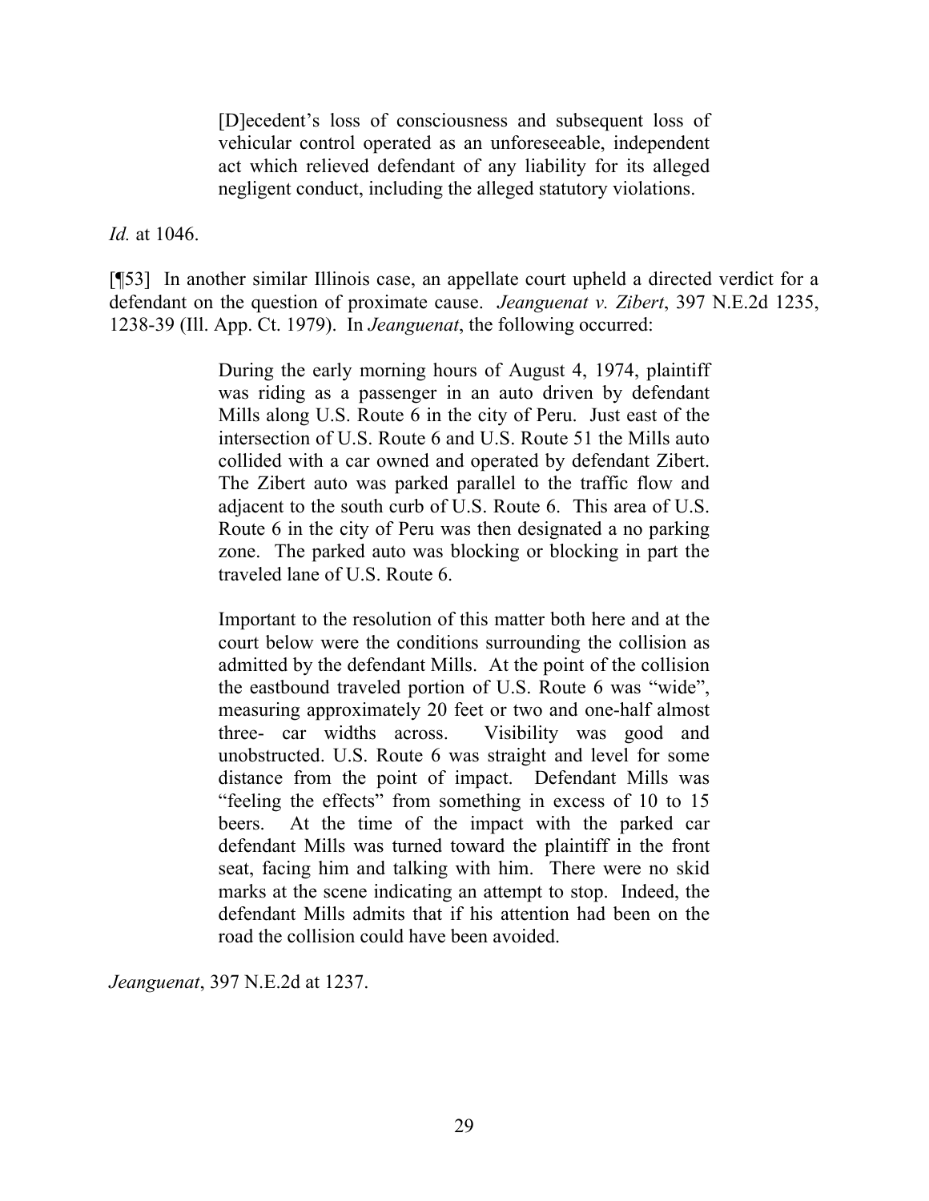> [D]ecedent's loss of consciousness and subsequent loss of vehicular control operated as an unforeseeable, independent act which relieved defendant of any liability for its alleged negligent conduct, including the alleged statutory violations.

*Id.* at 1046.

[¶53] In another similar Illinois case, an appellate court upheld a directed verdict for a defendant on the question of proximate cause. *Jeanguenat v. Zibert*, 397 N.E.2d 1235, 1238-39 (Ill. App. Ct. 1979). In *Jeanguenat*, the following occurred:

> During the early morning hours of August 4, 1974, plaintiff was riding as a passenger in an auto driven by defendant Mills along U.S. Route 6 in the city of Peru. Just east of the intersection of U.S. Route 6 and U.S. Route 51 the Mills auto collided with a car owned and operated by defendant Zibert. The Zibert auto was parked parallel to the traffic flow and adjacent to the south curb of U.S. Route 6. This area of U.S. Route 6 in the city of Peru was then designated a no parking zone. The parked auto was blocking or blocking in part the traveled lane of U.S. Route 6.
>
> Important to the resolution of this matter both here and at the court below were the conditions surrounding the collision as admitted by the defendant Mills. At the point of the collision the eastbound traveled portion of U.S. Route 6 was "wide", measuring approximately 20 feet or two and one-half almost three- car widths across. Visibility was good and unobstructed. U.S. Route 6 was straight and level for some distance from the point of impact. Defendant Mills was "feeling the effects" from something in excess of 10 to 15 beers. At the time of the impact with the parked car defendant Mills was turned toward the plaintiff in the front seat, facing him and talking with him. There were no skid marks at the scene indicating an attempt to stop. Indeed, the defendant Mills admits that if his attention had been on the road the collision could have been avoided.

*Jeanguenat*, 397 N.E.2d at 1237.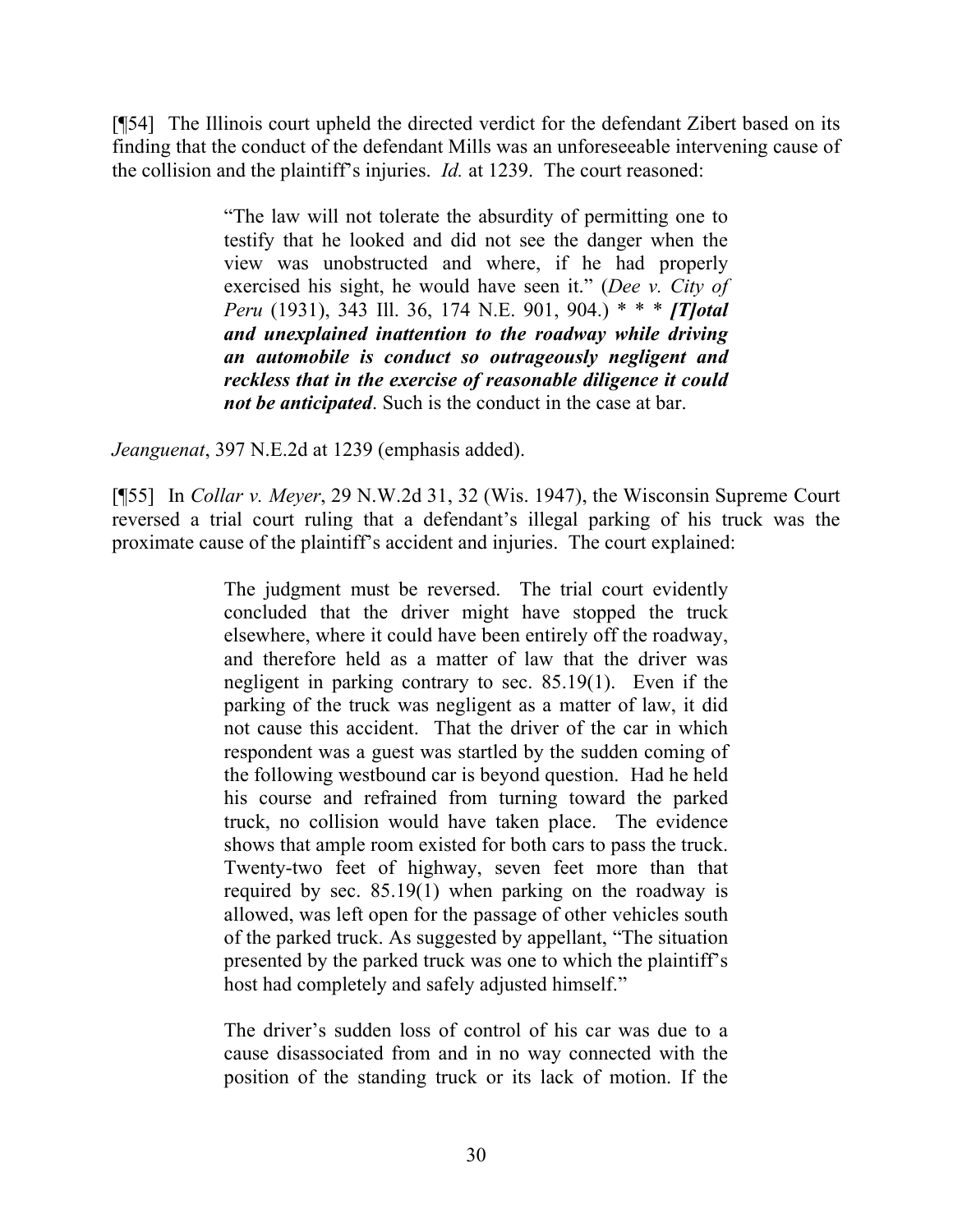[¶54] The Illinois court upheld the directed verdict for the defendant Zibert based on its finding that the conduct of the defendant Mills was an unforeseeable intervening cause of the collision and the plaintiff's injuries. *Id.* at 1239. The court reasoned:

> "The law will not tolerate the absurdity of permitting one to testify that he looked and did not see the danger when the view was unobstructed and where, if he had properly exercised his sight, he would have seen it." (*Dee v. City of Peru* (1931), 343 Ill. 36, 174 N.E. 901, 904.) * * * ***[T]otal and unexplained inattention to the roadway while driving an automobile is conduct so outrageously negligent and reckless that in the exercise of reasonable diligence it could not be anticipated***. Such is the conduct in the case at bar.

*Jeanguenat*, 397 N.E.2d at 1239 (emphasis added).

[¶55] In *Collar v. Meyer*, 29 N.W.2d 31, 32 (Wis. 1947), the Wisconsin Supreme Court reversed a trial court ruling that a defendant's illegal parking of his truck was the proximate cause of the plaintiff's accident and injuries. The court explained:

> The judgment must be reversed. The trial court evidently concluded that the driver might have stopped the truck elsewhere, where it could have been entirely off the roadway, and therefore held as a matter of law that the driver was negligent in parking contrary to sec. 85.19(1). Even if the parking of the truck was negligent as a matter of law, it did not cause this accident. That the driver of the car in which respondent was a guest was startled by the sudden coming of the following westbound car is beyond question. Had he held his course and refrained from turning toward the parked truck, no collision would have taken place. The evidence shows that ample room existed for both cars to pass the truck. Twenty-two feet of highway, seven feet more than that required by sec. 85.19(1) when parking on the roadway is allowed, was left open for the passage of other vehicles south of the parked truck. As suggested by appellant, "The situation presented by the parked truck was one to which the plaintiff's host had completely and safely adjusted himself."
>
> The driver's sudden loss of control of his car was due to a cause disassociated from and in no way connected with the position of the standing truck or its lack of motion. If the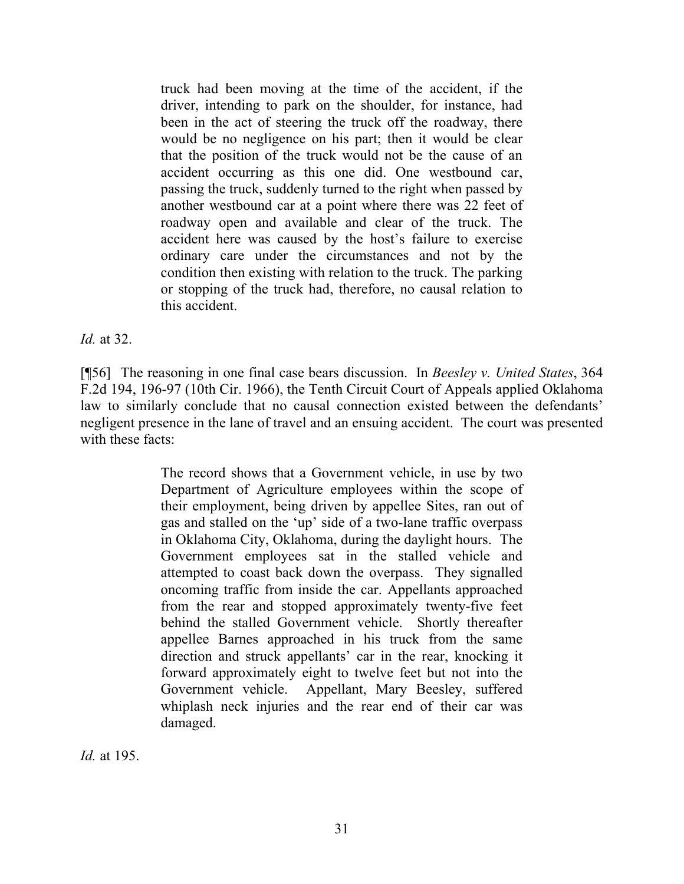> truck had been moving at the time of the accident, if the driver, intending to park on the shoulder, for instance, had been in the act of steering the truck off the roadway, there would be no negligence on his part; then it would be clear that the position of the truck would not be the cause of an accident occurring as this one did. One westbound car, passing the truck, suddenly turned to the right when passed by another westbound car at a point where there was 22 feet of roadway open and available and clear of the truck. The accident here was caused by the host's failure to exercise ordinary care under the circumstances and not by the condition then existing with relation to the truck. The parking or stopping of the truck had, therefore, no causal relation to this accident.

*Id.* at 32.

[¶56] The reasoning in one final case bears discussion. In *Beesley v. United States*, 364 F.2d 194, 196-97 (10th Cir. 1966), the Tenth Circuit Court of Appeals applied Oklahoma law to similarly conclude that no causal connection existed between the defendants' negligent presence in the lane of travel and an ensuing accident. The court was presented with these facts:

> The record shows that a Government vehicle, in use by two Department of Agriculture employees within the scope of their employment, being driven by appellee Sites, ran out of gas and stalled on the 'up' side of a two-lane traffic overpass in Oklahoma City, Oklahoma, during the daylight hours. The Government employees sat in the stalled vehicle and attempted to coast back down the overpass. They signalled oncoming traffic from inside the car. Appellants approached from the rear and stopped approximately twenty-five feet behind the stalled Government vehicle. Shortly thereafter appellee Barnes approached in his truck from the same direction and struck appellants' car in the rear, knocking it forward approximately eight to twelve feet but not into the Government vehicle. Appellant, Mary Beesley, suffered whiplash neck injuries and the rear end of their car was damaged.

*Id.* at 195.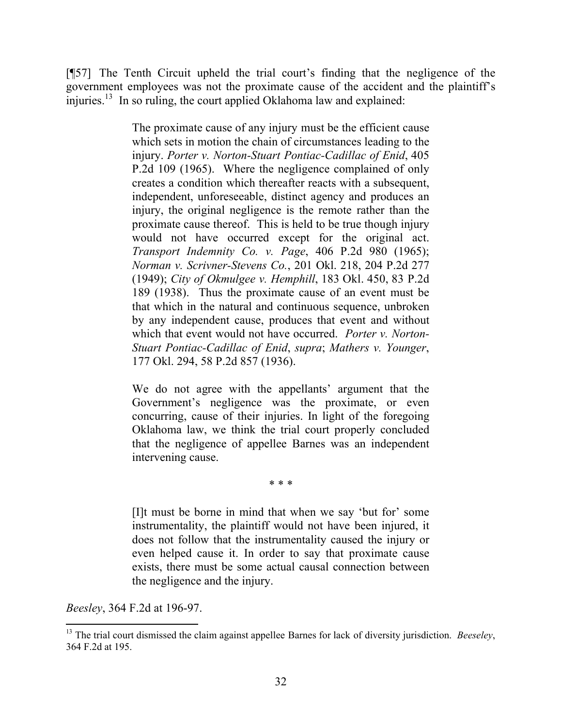[¶57] The Tenth Circuit upheld the trial court's finding that the negligence of the government employees was not the proximate cause of the accident and the plaintiff's injuries.[13] In so ruling, the court applied Oklahoma law and explained:

> The proximate cause of any injury must be the efficient cause which sets in motion the chain of circumstances leading to the injury. *Porter v. Norton-Stuart Pontiac-Cadillac of Enid*, 405 P.2d 109 (1965). Where the negligence complained of only creates a condition which thereafter reacts with a subsequent, independent, unforeseeable, distinct agency and produces an injury, the original negligence is the remote rather than the proximate cause thereof. This is held to be true though injury would not have occurred except for the original act. *Transport Indemnity Co. v. Page*, 406 P.2d 980 (1965); *Norman v. Scrivner-Stevens Co.*, 201 Okl. 218, 204 P.2d 277 (1949); *City of Okmulgee v. Hemphill*, 183 Okl. 450, 83 P.2d 189 (1938). Thus the proximate cause of an event must be that which in the natural and continuous sequence, unbroken by any independent cause, produces that event and without which that event would not have occurred. *Porter v. Norton-Stuart Pontiac-Cadillac of Enid*, *supra*; *Mathers v. Younger*, 177 Okl. 294, 58 P.2d 857 (1936).
>
> We do not agree with the appellants' argument that the Government's negligence was the proximate, or even concurring, cause of their injuries. In light of the foregoing Oklahoma law, we think the trial court properly concluded that the negligence of appellee Barnes was an independent intervening cause.
>
> \* \* \*
>
> [I]t must be borne in mind that when we say 'but for' some instrumentality, the plaintiff would not have been injured, it does not follow that the instrumentality caused the injury or even helped cause it. In order to say that proximate cause exists, there must be some actual causal connection between the negligence and the injury.

*Beesley*, 364 F.2d at 196-97.

---

[13] The trial court dismissed the claim against appellee Barnes for lack of diversity jurisdiction. *Beeseley*, 364 F.2d at 195.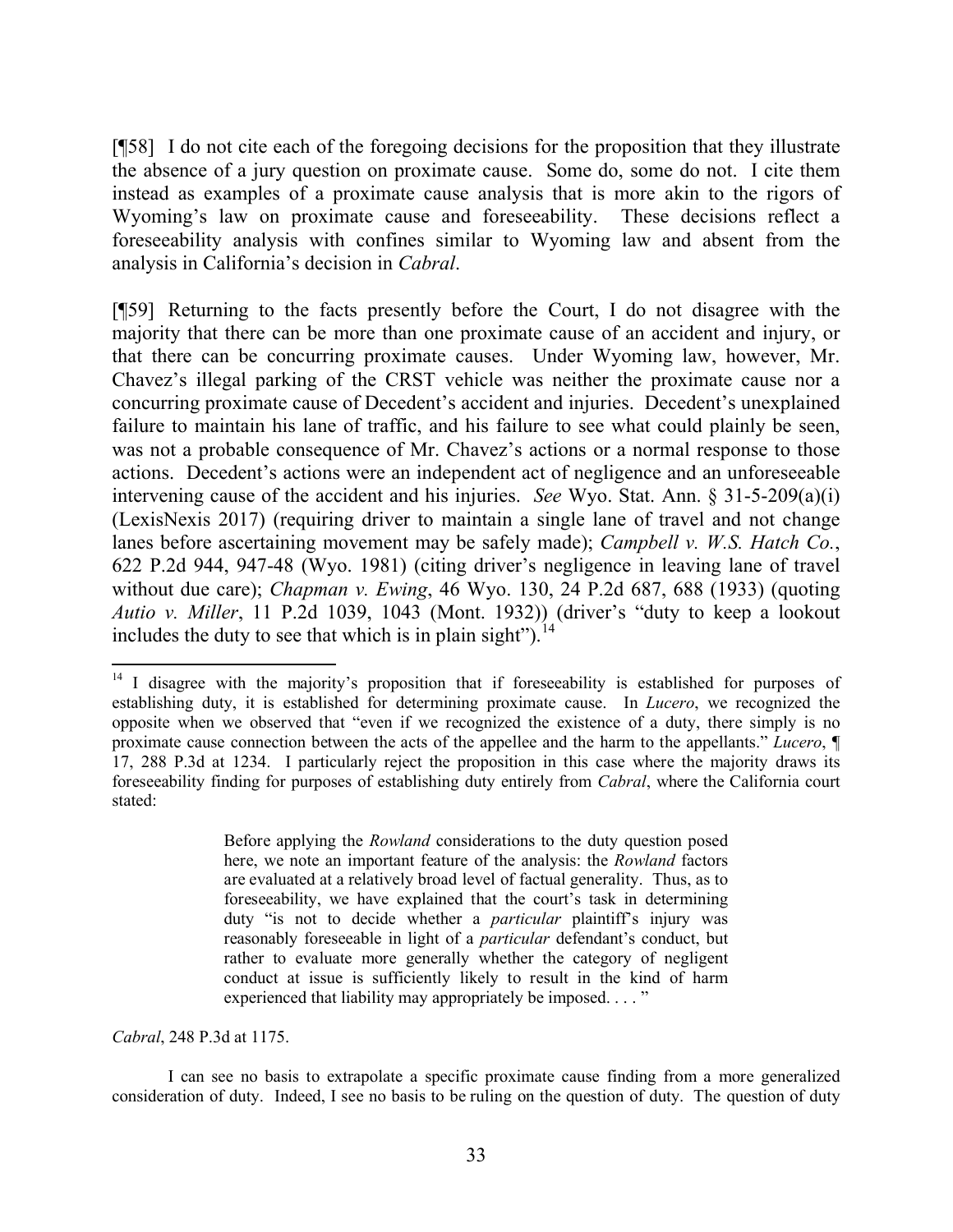[¶58] I do not cite each of the foregoing decisions for the proposition that they illustrate the absence of a jury question on proximate cause. Some do, some do not. I cite them instead as examples of a proximate cause analysis that is more akin to the rigors of Wyoming's law on proximate cause and foreseeability. These decisions reflect a foreseeability analysis with confines similar to Wyoming law and absent from the analysis in California's decision in *Cabral*.

[¶59] Returning to the facts presently before the Court, I do not disagree with the majority that there can be more than one proximate cause of an accident and injury, or that there can be concurring proximate causes. Under Wyoming law, however, Mr. Chavez's illegal parking of the CRST vehicle was neither the proximate cause nor a concurring proximate cause of Decedent's accident and injuries. Decedent's unexplained failure to maintain his lane of traffic, and his failure to see what could plainly be seen, was not a probable consequence of Mr. Chavez's actions or a normal response to those actions. Decedent's actions were an independent act of negligence and an unforeseeable intervening cause of the accident and his injuries. *See* Wyo. Stat. Ann. § 31-5-209(a)(i) (LexisNexis 2017) (requiring driver to maintain a single lane of travel and not change lanes before ascertaining movement may be safely made); *Campbell v. W.S. Hatch Co.*, 622 P.2d 944, 947-48 (Wyo. 1981) (citing driver's negligence in leaving lane of travel without due care); *Chapman v. Ewing*, 46 Wyo. 130, 24 P.2d 687, 688 (1933) (quoting *Autio v. Miller*, 11 P.2d 1039, 1043 (Mont. 1932)) (driver's "duty to keep a lookout includes the duty to see that which is in plain sight").[14]

---

[14] I disagree with the majority's proposition that if foreseeability is established for purposes of establishing duty, it is established for determining proximate cause. In *Lucero*, we recognized the opposite when we observed that "even if we recognized the existence of a duty, there simply is no proximate cause connection between the acts of the appellee and the harm to the appellants." *Lucero*, ¶ 17, 288 P.3d at 1234. I particularly reject the proposition in this case where the majority draws its foreseeability finding for purposes of establishing duty entirely from *Cabral*, where the California court stated:

> Before applying the *Rowland* considerations to the duty question posed here, we note an important feature of the analysis: the *Rowland* factors are evaluated at a relatively broad level of factual generality. Thus, as to foreseeability, we have explained that the court's task in determining duty "is not to decide whether a *particular* plaintiff's injury was reasonably foreseeable in light of a *particular* defendant's conduct, but rather to evaluate more generally whether the category of negligent conduct at issue is sufficiently likely to result in the kind of harm experienced that liability may appropriately be imposed. . . . "

*Cabral*, 248 P.3d at 1175.

I can see no basis to extrapolate a specific proximate cause finding from a more generalized consideration of duty. Indeed, I see no basis to be ruling on the question of duty. The question of duty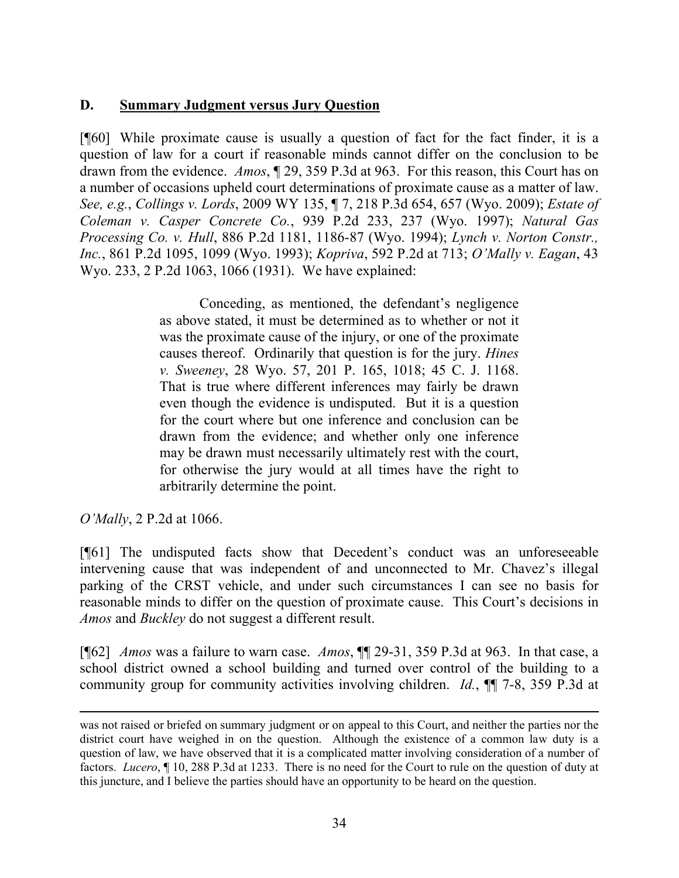### D. Summary Judgment versus Jury Question

[¶60] While proximate cause is usually a question of fact for the fact finder, it is a question of law for a court if reasonable minds cannot differ on the conclusion to be drawn from the evidence. *Amos*, ¶ 29, 359 P.3d at 963. For this reason, this Court has on a number of occasions upheld court determinations of proximate cause as a matter of law. *See, e.g.*, *Collings v. Lords*, 2009 WY 135, ¶ 7, 218 P.3d 654, 657 (Wyo. 2009); *Estate of Coleman v. Casper Concrete Co.*, 939 P.2d 233, 237 (Wyo. 1997); *Natural Gas Processing Co. v. Hull*, 886 P.2d 1181, 1186-87 (Wyo. 1994); *Lynch v. Norton Constr., Inc.*, 861 P.2d 1095, 1099 (Wyo. 1993); *Kopriva*, 592 P.2d at 713; *O'Mally v. Eagan*, 43 Wyo. 233, 2 P.2d 1063, 1066 (1931). We have explained:

> Conceding, as mentioned, the defendant's negligence as above stated, it must be determined as to whether or not it was the proximate cause of the injury, or one of the proximate causes thereof. Ordinarily that question is for the jury. *Hines v. Sweeney*, 28 Wyo. 57, 201 P. 165, 1018; 45 C. J. 1168. That is true where different inferences may fairly be drawn even though the evidence is undisputed. But it is a question for the court where but one inference and conclusion can be drawn from the evidence; and whether only one inference may be drawn must necessarily ultimately rest with the court, for otherwise the jury would at all times have the right to arbitrarily determine the point.

*O'Mally*, 2 P.2d at 1066.

[¶61] The undisputed facts show that Decedent's conduct was an unforeseeable intervening cause that was independent of and unconnected to Mr. Chavez's illegal parking of the CRST vehicle, and under such circumstances I can see no basis for reasonable minds to differ on the question of proximate cause. This Court's decisions in *Amos* and *Buckley* do not suggest a different result.

[¶62] *Amos* was a failure to warn case. *Amos*, ¶¶ 29-31, 359 P.3d at 963. In that case, a school district owned a school building and turned over control of the building to a community group for community activities involving children. *Id.*, ¶¶ 7-8, 359 P.3d at

---

was not raised or briefed on summary judgment or on appeal to this Court, and neither the parties nor the district court have weighed in on the question. Although the existence of a common law duty is a question of law, we have observed that it is a complicated matter involving consideration of a number of factors. *Lucero*, ¶ 10, 288 P.3d at 1233. There is no need for the Court to rule on the question of duty at this juncture, and I believe the parties should have an opportunity to be heard on the question.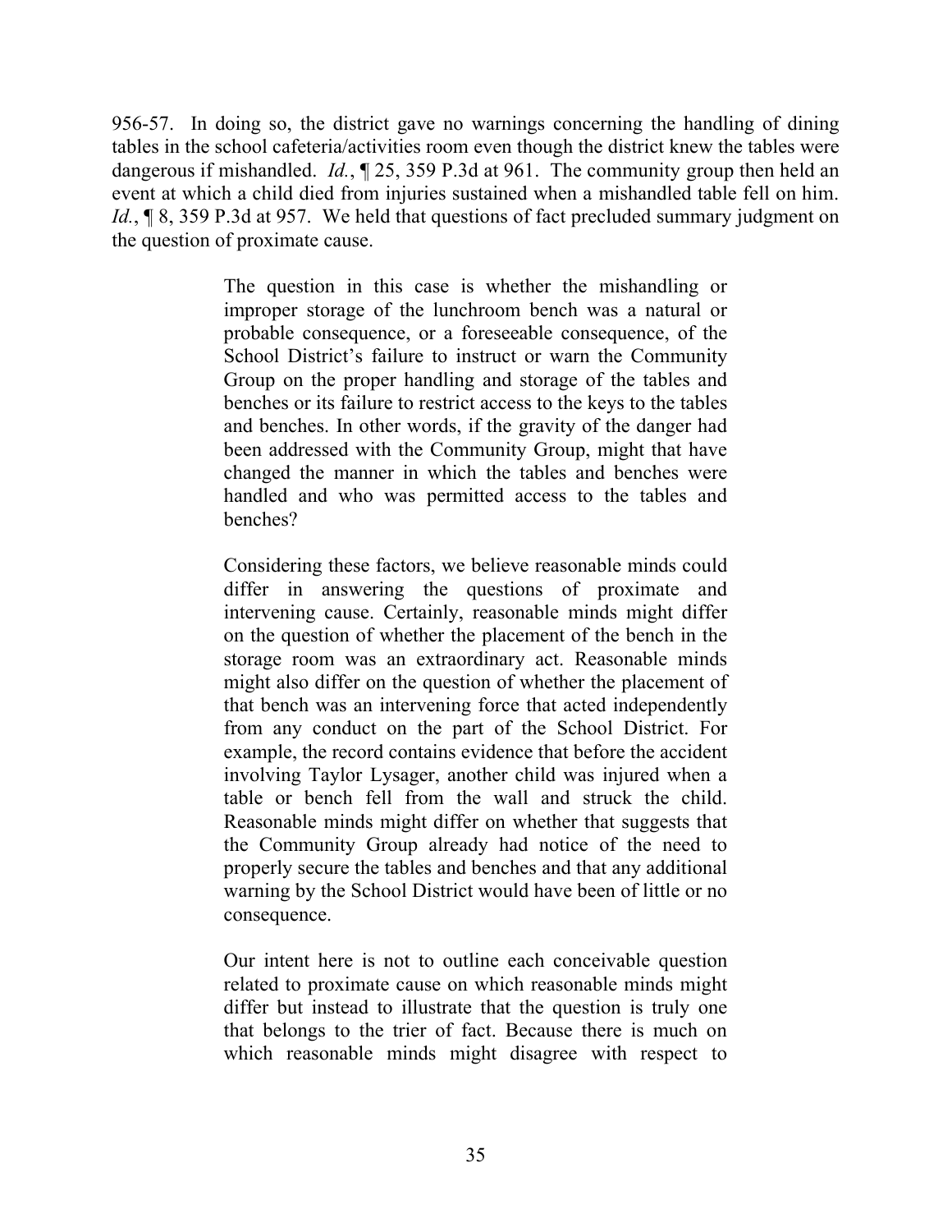956-57. In doing so, the district gave no warnings concerning the handling of dining tables in the school cafeteria/activities room even though the district knew the tables were dangerous if mishandled. *Id.*, ¶ 25, 359 P.3d at 961. The community group then held an event at which a child died from injuries sustained when a mishandled table fell on him. *Id.*, ¶ 8, 359 P.3d at 957. We held that questions of fact precluded summary judgment on the question of proximate cause.

> The question in this case is whether the mishandling or improper storage of the lunchroom bench was a natural or probable consequence, or a foreseeable consequence, of the School District's failure to instruct or warn the Community Group on the proper handling and storage of the tables and benches or its failure to restrict access to the keys to the tables and benches. In other words, if the gravity of the danger had been addressed with the Community Group, might that have changed the manner in which the tables and benches were handled and who was permitted access to the tables and benches?
>
> Considering these factors, we believe reasonable minds could differ in answering the questions of proximate and intervening cause. Certainly, reasonable minds might differ on the question of whether the placement of the bench in the storage room was an extraordinary act. Reasonable minds might also differ on the question of whether the placement of that bench was an intervening force that acted independently from any conduct on the part of the School District. For example, the record contains evidence that before the accident involving Taylor Lysager, another child was injured when a table or bench fell from the wall and struck the child. Reasonable minds might differ on whether that suggests that the Community Group already had notice of the need to properly secure the tables and benches and that any additional warning by the School District would have been of little or no consequence.
>
> Our intent here is not to outline each conceivable question related to proximate cause on which reasonable minds might differ but instead to illustrate that the question is truly one that belongs to the trier of fact. Because there is much on which reasonable minds might disagree with respect to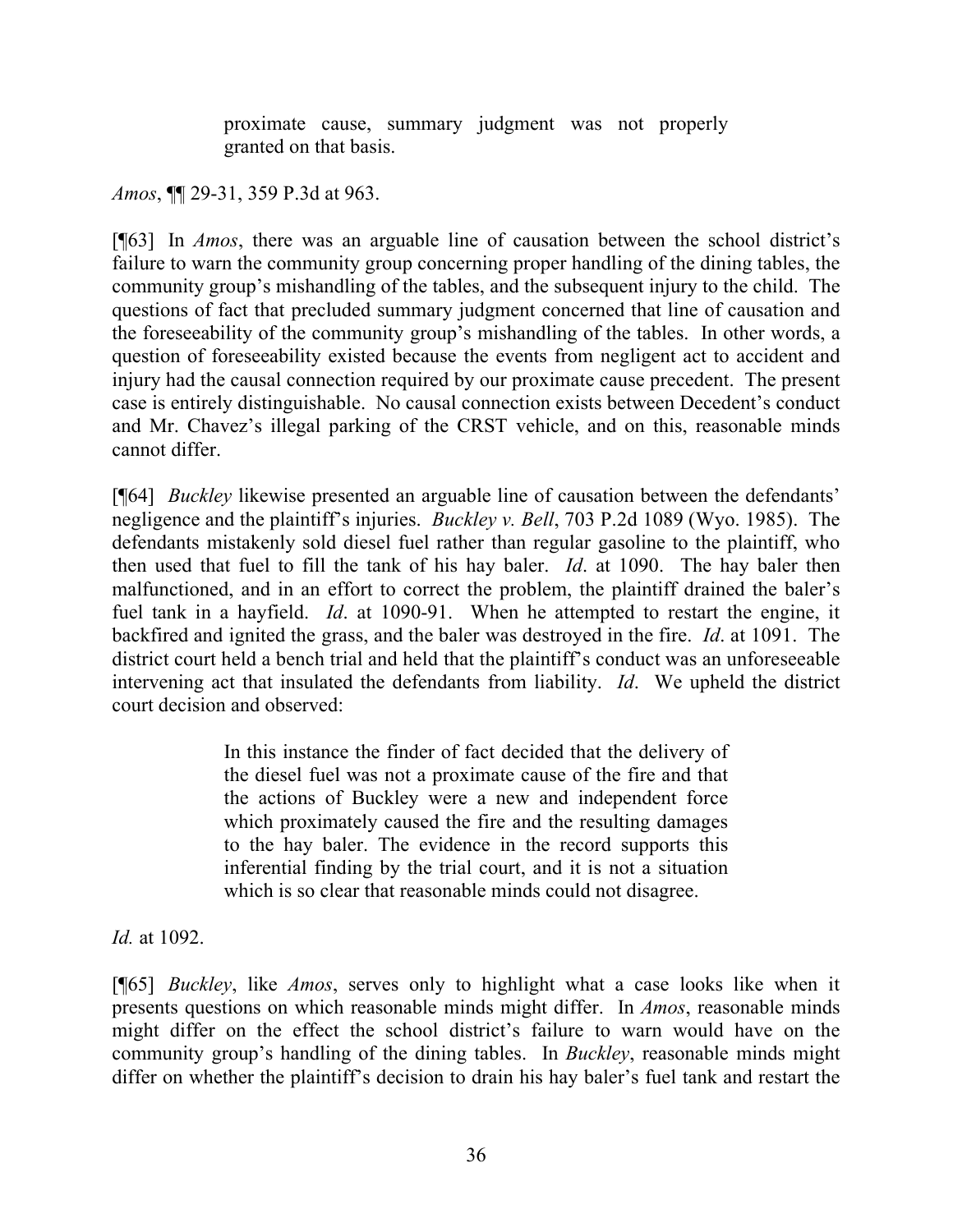> proximate cause, summary judgment was not properly granted on that basis.

*Amos*, ¶¶ 29-31, 359 P.3d at 963.

[¶63] In *Amos*, there was an arguable line of causation between the school district's failure to warn the community group concerning proper handling of the dining tables, the community group's mishandling of the tables, and the subsequent injury to the child. The questions of fact that precluded summary judgment concerned that line of causation and the foreseeability of the community group's mishandling of the tables. In other words, a question of foreseeability existed because the events from negligent act to accident and injury had the causal connection required by our proximate cause precedent. The present case is entirely distinguishable. No causal connection exists between Decedent's conduct and Mr. Chavez's illegal parking of the CRST vehicle, and on this, reasonable minds cannot differ.

[¶64] *Buckley* likewise presented an arguable line of causation between the defendants' negligence and the plaintiff's injuries. *Buckley v. Bell*, 703 P.2d 1089 (Wyo. 1985). The defendants mistakenly sold diesel fuel rather than regular gasoline to the plaintiff, who then used that fuel to fill the tank of his hay baler. *Id*. at 1090. The hay baler then malfunctioned, and in an effort to correct the problem, the plaintiff drained the baler's fuel tank in a hayfield. *Id*. at 1090-91. When he attempted to restart the engine, it backfired and ignited the grass, and the baler was destroyed in the fire. *Id*. at 1091. The district court held a bench trial and held that the plaintiff's conduct was an unforeseeable intervening act that insulated the defendants from liability. *Id*. We upheld the district court decision and observed:

> In this instance the finder of fact decided that the delivery of the diesel fuel was not a proximate cause of the fire and that the actions of Buckley were a new and independent force which proximately caused the fire and the resulting damages to the hay baler. The evidence in the record supports this inferential finding by the trial court, and it is not a situation which is so clear that reasonable minds could not disagree.

*Id.* at 1092.

[¶65] *Buckley*, like *Amos*, serves only to highlight what a case looks like when it presents questions on which reasonable minds might differ. In *Amos*, reasonable minds might differ on the effect the school district's failure to warn would have on the community group's handling of the dining tables. In *Buckley*, reasonable minds might differ on whether the plaintiff's decision to drain his hay baler's fuel tank and restart the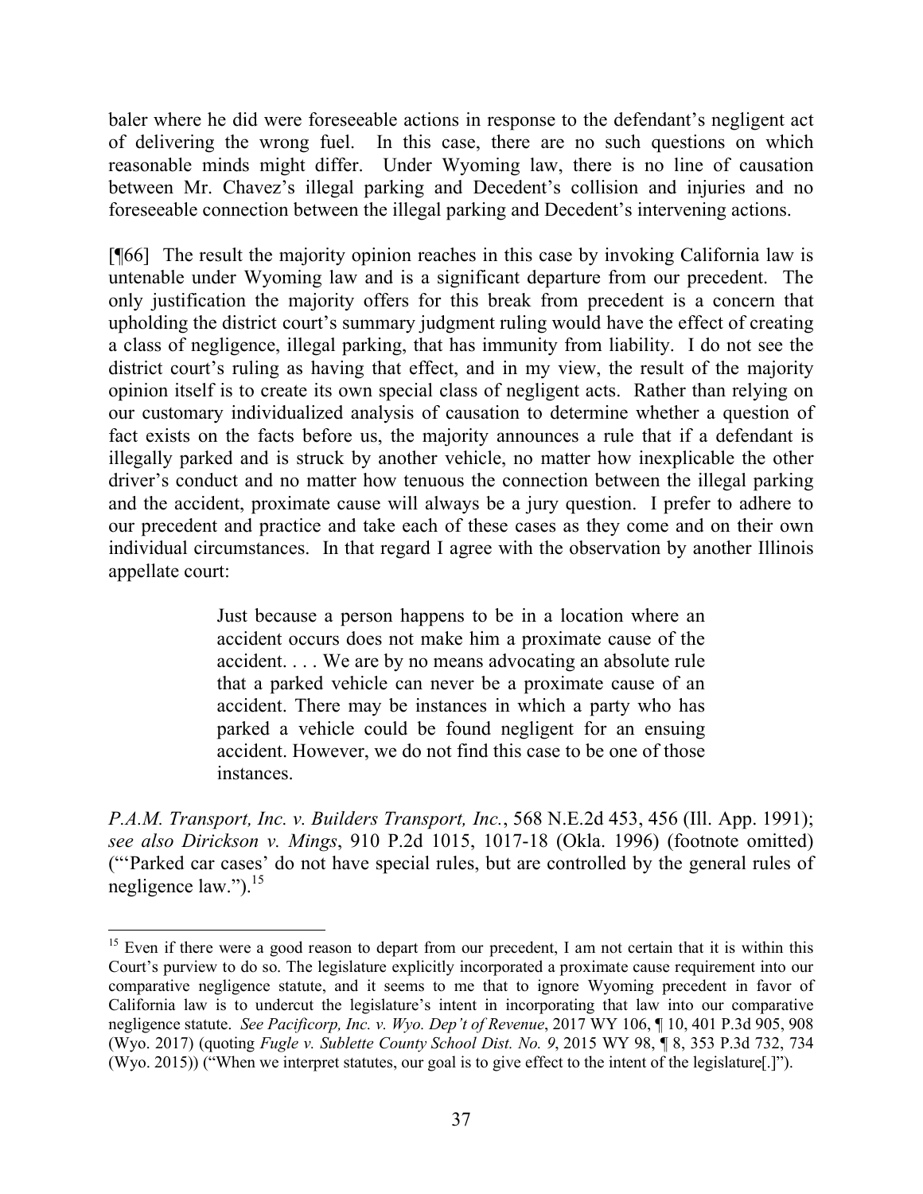baler where he did were foreseeable actions in response to the defendant's negligent act of delivering the wrong fuel. In this case, there are no such questions on which reasonable minds might differ. Under Wyoming law, there is no line of causation between Mr. Chavez's illegal parking and Decedent's collision and injuries and no foreseeable connection between the illegal parking and Decedent's intervening actions.

[¶66] The result the majority opinion reaches in this case by invoking California law is untenable under Wyoming law and is a significant departure from our precedent. The only justification the majority offers for this break from precedent is a concern that upholding the district court's summary judgment ruling would have the effect of creating a class of negligence, illegal parking, that has immunity from liability. I do not see the district court's ruling as having that effect, and in my view, the result of the majority opinion itself is to create its own special class of negligent acts. Rather than relying on our customary individualized analysis of causation to determine whether a question of fact exists on the facts before us, the majority announces a rule that if a defendant is illegally parked and is struck by another vehicle, no matter how inexplicable the other driver's conduct and no matter how tenuous the connection between the illegal parking and the accident, proximate cause will always be a jury question. I prefer to adhere to our precedent and practice and take each of these cases as they come and on their own individual circumstances. In that regard I agree with the observation by another Illinois appellate court:

> Just because a person happens to be in a location where an accident occurs does not make him a proximate cause of the accident. . . . We are by no means advocating an absolute rule that a parked vehicle can never be a proximate cause of an accident. There may be instances in which a party who has parked a vehicle could be found negligent for an ensuing accident. However, we do not find this case to be one of those instances.

*P.A.M. Transport, Inc. v. Builders Transport, Inc.*, 568 N.E.2d 453, 456 (Ill. App. 1991); *see also Dirickson v. Mings*, 910 P.2d 1015, 1017-18 (Okla. 1996) (footnote omitted) ("'Parked car cases' do not have special rules, but are controlled by the general rules of negligence law.").[15]

---

[15] Even if there were a good reason to depart from our precedent, I am not certain that it is within this Court's purview to do so. The legislature explicitly incorporated a proximate cause requirement into our comparative negligence statute, and it seems to me that to ignore Wyoming precedent in favor of California law is to undercut the legislature's intent in incorporating that law into our comparative negligence statute. *See Pacificorp, Inc. v. Wyo. Dep't of Revenue*, 2017 WY 106, ¶ 10, 401 P.3d 905, 908 (Wyo. 2017) (quoting *Fugle v. Sublette County School Dist. No. 9*, 2015 WY 98, ¶ 8, 353 P.3d 732, 734 (Wyo. 2015)) ("When we interpret statutes, our goal is to give effect to the intent of the legislature[.]").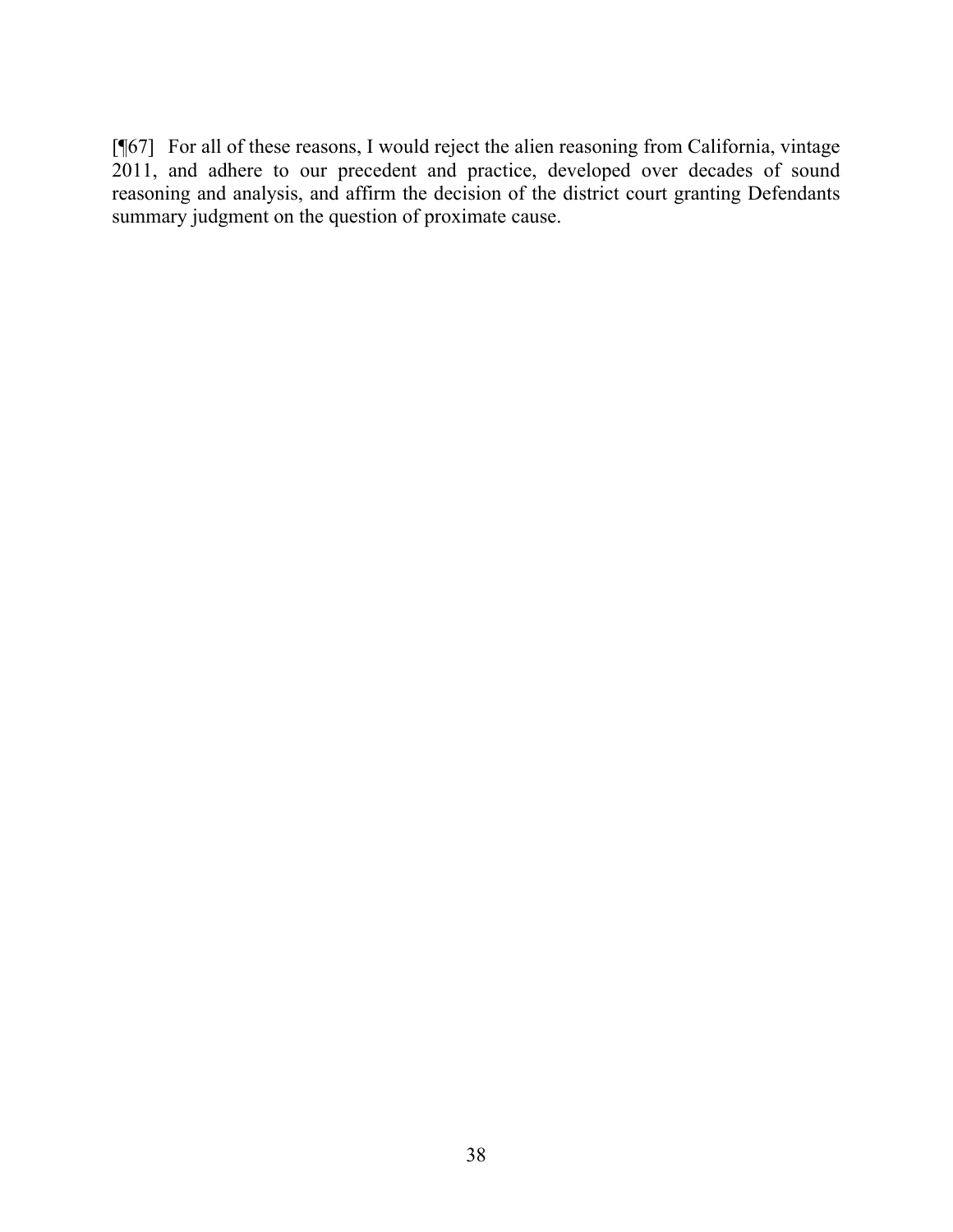[¶67] For all of these reasons, I would reject the alien reasoning from California, vintage 2011, and adhere to our precedent and practice, developed over decades of sound reasoning and analysis, and affirm the decision of the district court granting Defendants summary judgment on the question of proximate cause.